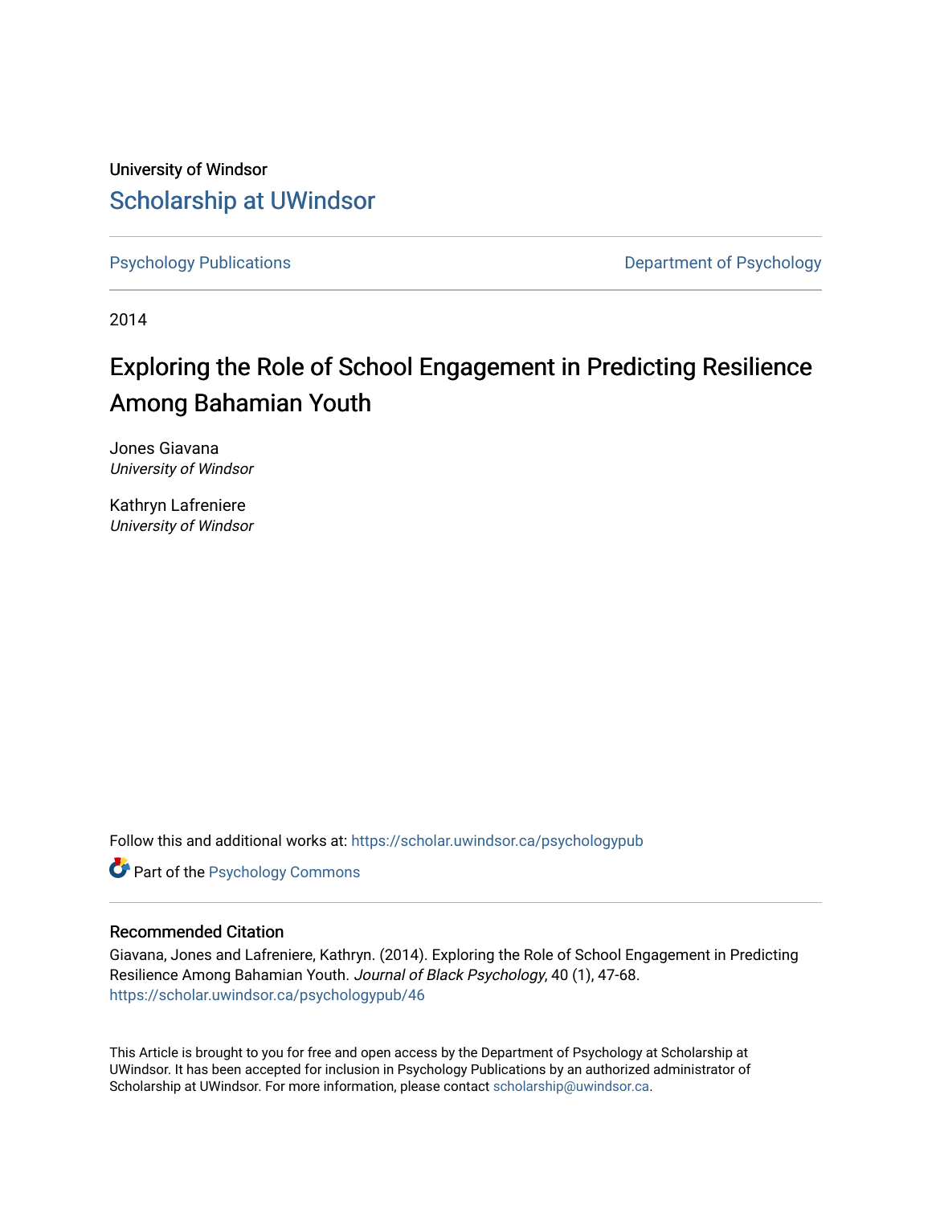University of Windsor

# Scholarship at UWindsor

Psychology Publications

Department of Psychology

2014

# Exploring the Role of School Engagement in Predicting Resilience Among Bahamian Youth

Jones Giavana
*University of Windsor*

Kathryn Lafreniere
*University of Windsor*

Follow this and additional works at: https://scholar.uwindsor.ca/psychologypub

Part of the Psychology Commons

## Recommended Citation

Giavana, Jones and Lafreniere, Kathryn. (2014). Exploring the Role of School Engagement in Predicting Resilience Among Bahamian Youth. *Journal of Black Psychology*, 40 (1), 47-68.
https://scholar.uwindsor.ca/psychologypub/46

This Article is brought to you for free and open access by the Department of Psychology at Scholarship at UWindsor. It has been accepted for inclusion in Psychology Publications by an authorized administrator of Scholarship at UWindsor. For more information, please contact scholarship@uwindsor.ca.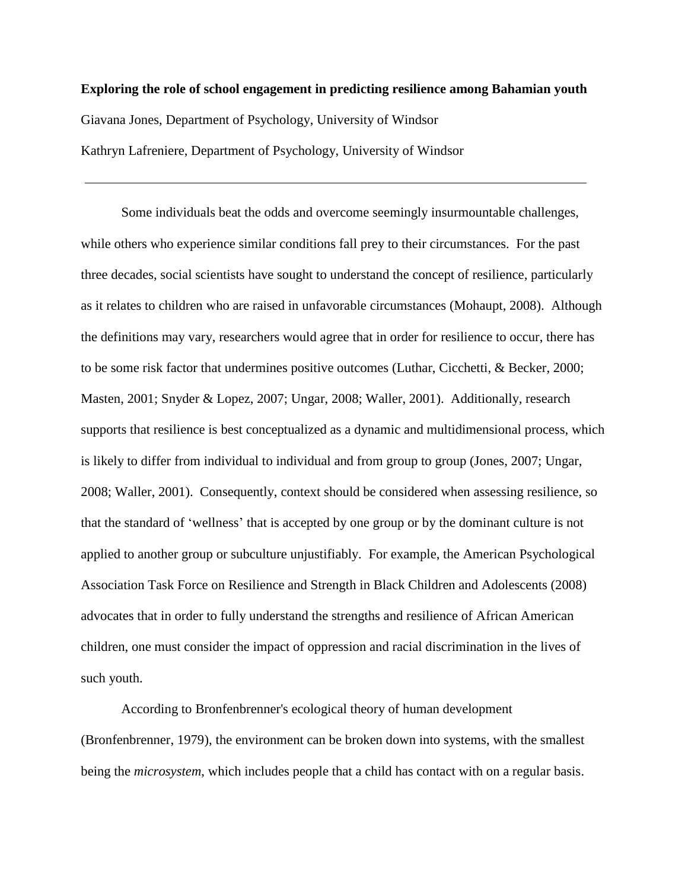**Exploring the role of school engagement in predicting resilience among Bahamian youth**

Giavana Jones, Department of Psychology, University of Windsor

Kathryn Lafreniere, Department of Psychology, University of Windsor

---

Some individuals beat the odds and overcome seemingly insurmountable challenges, while others who experience similar conditions fall prey to their circumstances. For the past three decades, social scientists have sought to understand the concept of resilience, particularly as it relates to children who are raised in unfavorable circumstances (Mohaupt, 2008). Although the definitions may vary, researchers would agree that in order for resilience to occur, there has to be some risk factor that undermines positive outcomes (Luthar, Cicchetti, & Becker, 2000; Masten, 2001; Snyder & Lopez, 2007; Ungar, 2008; Waller, 2001). Additionally, research supports that resilience is best conceptualized as a dynamic and multidimensional process, which is likely to differ from individual to individual and from group to group (Jones, 2007; Ungar, 2008; Waller, 2001). Consequently, context should be considered when assessing resilience, so that the standard of 'wellness' that is accepted by one group or by the dominant culture is not applied to another group or subculture unjustifiably. For example, the American Psychological Association Task Force on Resilience and Strength in Black Children and Adolescents (2008) advocates that in order to fully understand the strengths and resilience of African American children, one must consider the impact of oppression and racial discrimination in the lives of such youth.

According to Bronfenbrenner's ecological theory of human development (Bronfenbrenner, 1979), the environment can be broken down into systems, with the smallest being the *microsystem*, which includes people that a child has contact with on a regular basis.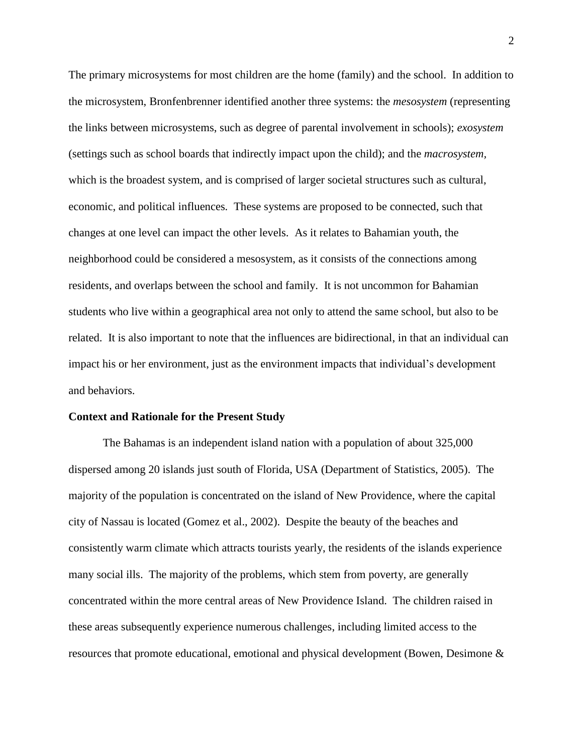The primary microsystems for most children are the home (family) and the school. In addition to the microsystem, Bronfenbrenner identified another three systems: the *mesosystem* (representing the links between microsystems, such as degree of parental involvement in schools); *exosystem* (settings such as school boards that indirectly impact upon the child); and the *macrosystem*, which is the broadest system, and is comprised of larger societal structures such as cultural, economic, and political influences. These systems are proposed to be connected, such that changes at one level can impact the other levels. As it relates to Bahamian youth, the neighborhood could be considered a mesosystem, as it consists of the connections among residents, and overlaps between the school and family. It is not uncommon for Bahamian students who live within a geographical area not only to attend the same school, but also to be related. It is also important to note that the influences are bidirectional, in that an individual can impact his or her environment, just as the environment impacts that individual's development and behaviors.

**Context and Rationale for the Present Study**

The Bahamas is an independent island nation with a population of about 325,000 dispersed among 20 islands just south of Florida, USA (Department of Statistics, 2005). The majority of the population is concentrated on the island of New Providence, where the capital city of Nassau is located (Gomez et al., 2002). Despite the beauty of the beaches and consistently warm climate which attracts tourists yearly, the residents of the islands experience many social ills. The majority of the problems, which stem from poverty, are generally concentrated within the more central areas of New Providence Island. The children raised in these areas subsequently experience numerous challenges, including limited access to the resources that promote educational, emotional and physical development (Bowen, Desimone &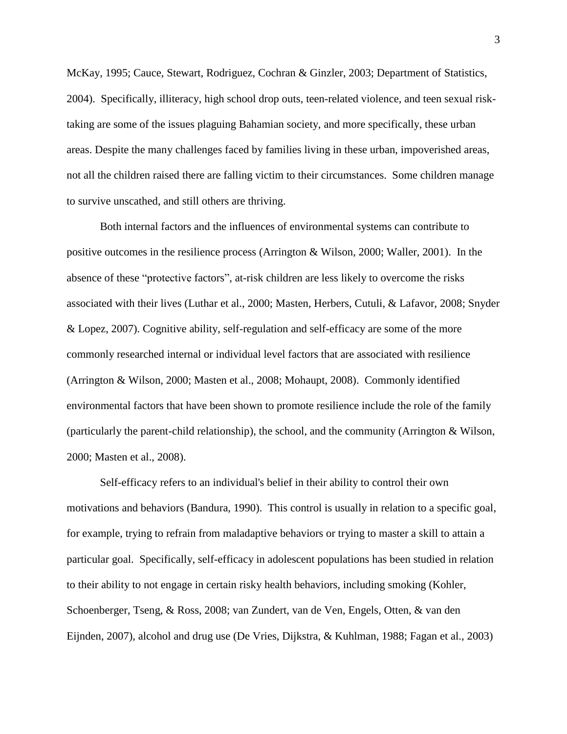McKay, 1995; Cauce, Stewart, Rodriguez, Cochran & Ginzler, 2003; Department of Statistics, 2004). Specifically, illiteracy, high school drop outs, teen-related violence, and teen sexual risk-taking are some of the issues plaguing Bahamian society, and more specifically, these urban areas. Despite the many challenges faced by families living in these urban, impoverished areas, not all the children raised there are falling victim to their circumstances. Some children manage to survive unscathed, and still others are thriving.

Both internal factors and the influences of environmental systems can contribute to positive outcomes in the resilience process (Arrington & Wilson, 2000; Waller, 2001). In the absence of these "protective factors", at-risk children are less likely to overcome the risks associated with their lives (Luthar et al., 2000; Masten, Herbers, Cutuli, & Lafavor, 2008; Snyder & Lopez, 2007). Cognitive ability, self-regulation and self-efficacy are some of the more commonly researched internal or individual level factors that are associated with resilience (Arrington & Wilson, 2000; Masten et al., 2008; Mohaupt, 2008). Commonly identified environmental factors that have been shown to promote resilience include the role of the family (particularly the parent-child relationship), the school, and the community (Arrington & Wilson, 2000; Masten et al., 2008).

Self-efficacy refers to an individual's belief in their ability to control their own motivations and behaviors (Bandura, 1990). This control is usually in relation to a specific goal, for example, trying to refrain from maladaptive behaviors or trying to master a skill to attain a particular goal. Specifically, self-efficacy in adolescent populations has been studied in relation to their ability to not engage in certain risky health behaviors, including smoking (Kohler, Schoenberger, Tseng, & Ross, 2008; van Zundert, van de Ven, Engels, Otten, & van den Eijnden, 2007), alcohol and drug use (De Vries, Dijkstra, & Kuhlman, 1988; Fagan et al., 2003)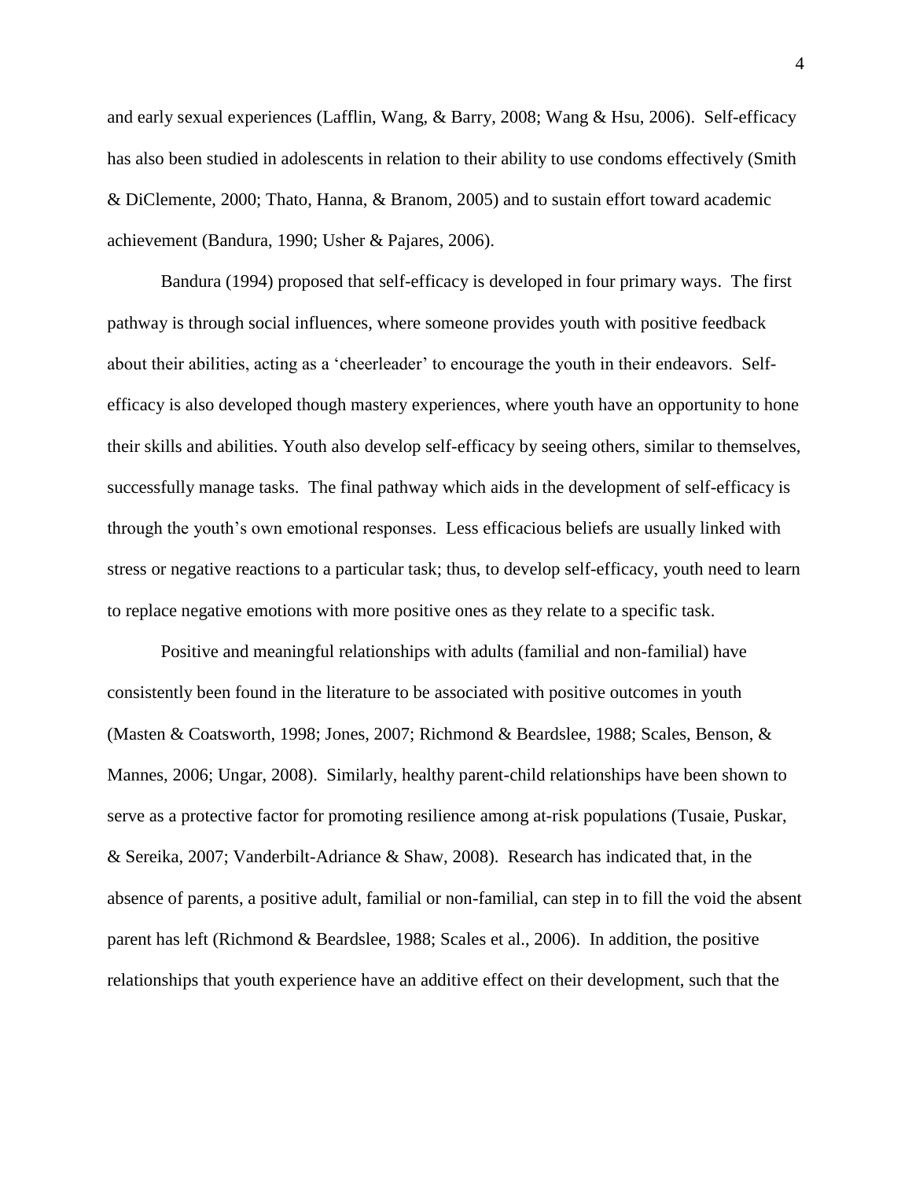and early sexual experiences (Lafflin, Wang, & Barry, 2008; Wang & Hsu, 2006). Self-efficacy has also been studied in adolescents in relation to their ability to use condoms effectively (Smith & DiClemente, 2000; Thato, Hanna, & Branom, 2005) and to sustain effort toward academic achievement (Bandura, 1990; Usher & Pajares, 2006).

Bandura (1994) proposed that self-efficacy is developed in four primary ways. The first pathway is through social influences, where someone provides youth with positive feedback about their abilities, acting as a 'cheerleader' to encourage the youth in their endeavors. Self-efficacy is also developed though mastery experiences, where youth have an opportunity to hone their skills and abilities. Youth also develop self-efficacy by seeing others, similar to themselves, successfully manage tasks. The final pathway which aids in the development of self-efficacy is through the youth's own emotional responses. Less efficacious beliefs are usually linked with stress or negative reactions to a particular task; thus, to develop self-efficacy, youth need to learn to replace negative emotions with more positive ones as they relate to a specific task.

Positive and meaningful relationships with adults (familial and non-familial) have consistently been found in the literature to be associated with positive outcomes in youth (Masten & Coatsworth, 1998; Jones, 2007; Richmond & Beardslee, 1988; Scales, Benson, & Mannes, 2006; Ungar, 2008). Similarly, healthy parent-child relationships have been shown to serve as a protective factor for promoting resilience among at-risk populations (Tusaie, Puskar, & Sereika, 2007; Vanderbilt-Adriance & Shaw, 2008). Research has indicated that, in the absence of parents, a positive adult, familial or non-familial, can step in to fill the void the absent parent has left (Richmond & Beardslee, 1988; Scales et al., 2006). In addition, the positive relationships that youth experience have an additive effect on their development, such that the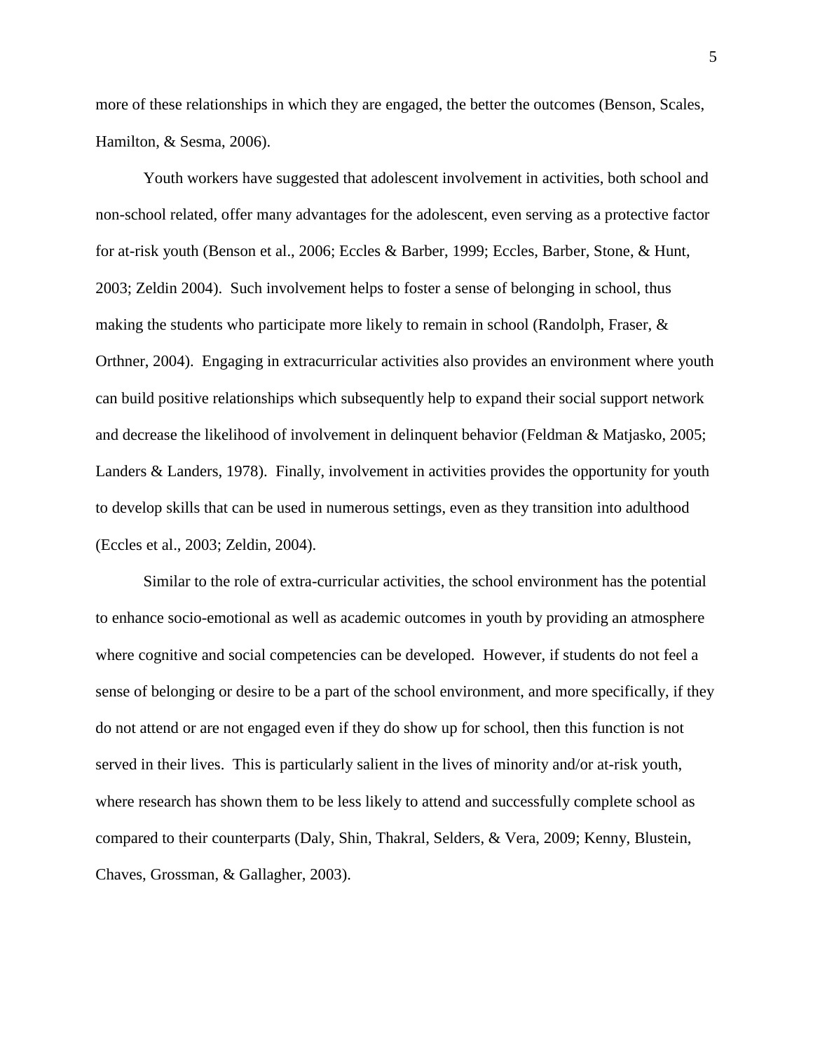more of these relationships in which they are engaged, the better the outcomes (Benson, Scales, Hamilton, & Sesma, 2006).

Youth workers have suggested that adolescent involvement in activities, both school and non-school related, offer many advantages for the adolescent, even serving as a protective factor for at-risk youth (Benson et al., 2006; Eccles & Barber, 1999; Eccles, Barber, Stone, & Hunt, 2003; Zeldin 2004). Such involvement helps to foster a sense of belonging in school, thus making the students who participate more likely to remain in school (Randolph, Fraser, & Orthner, 2004). Engaging in extracurricular activities also provides an environment where youth can build positive relationships which subsequently help to expand their social support network and decrease the likelihood of involvement in delinquent behavior (Feldman & Matjasko, 2005; Landers & Landers, 1978). Finally, involvement in activities provides the opportunity for youth to develop skills that can be used in numerous settings, even as they transition into adulthood (Eccles et al., 2003; Zeldin, 2004).

Similar to the role of extra-curricular activities, the school environment has the potential to enhance socio-emotional as well as academic outcomes in youth by providing an atmosphere where cognitive and social competencies can be developed. However, if students do not feel a sense of belonging or desire to be a part of the school environment, and more specifically, if they do not attend or are not engaged even if they do show up for school, then this function is not served in their lives. This is particularly salient in the lives of minority and/or at-risk youth, where research has shown them to be less likely to attend and successfully complete school as compared to their counterparts (Daly, Shin, Thakral, Selders, & Vera, 2009; Kenny, Blustein, Chaves, Grossman, & Gallagher, 2003).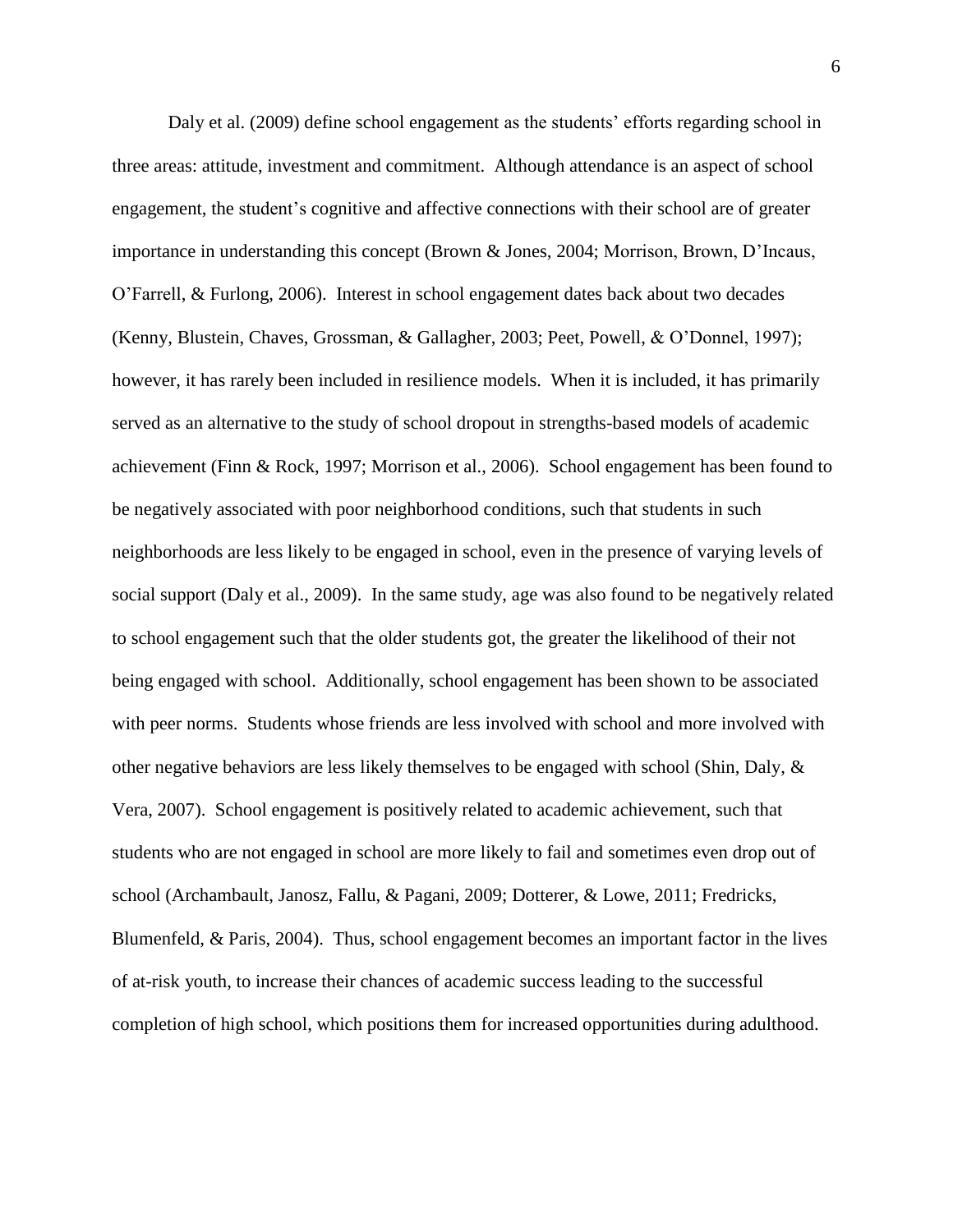Daly et al. (2009) define school engagement as the students' efforts regarding school in three areas: attitude, investment and commitment. Although attendance is an aspect of school engagement, the student's cognitive and affective connections with their school are of greater importance in understanding this concept (Brown & Jones, 2004; Morrison, Brown, D'Incaus, O'Farrell, & Furlong, 2006). Interest in school engagement dates back about two decades (Kenny, Blustein, Chaves, Grossman, & Gallagher, 2003; Peet, Powell, & O'Donnel, 1997); however, it has rarely been included in resilience models. When it is included, it has primarily served as an alternative to the study of school dropout in strengths-based models of academic achievement (Finn & Rock, 1997; Morrison et al., 2006). School engagement has been found to be negatively associated with poor neighborhood conditions, such that students in such neighborhoods are less likely to be engaged in school, even in the presence of varying levels of social support (Daly et al., 2009). In the same study, age was also found to be negatively related to school engagement such that the older students got, the greater the likelihood of their not being engaged with school. Additionally, school engagement has been shown to be associated with peer norms. Students whose friends are less involved with school and more involved with other negative behaviors are less likely themselves to be engaged with school (Shin, Daly, & Vera, 2007). School engagement is positively related to academic achievement, such that students who are not engaged in school are more likely to fail and sometimes even drop out of school (Archambault, Janosz, Fallu, & Pagani, 2009; Dotterer, & Lowe, 2011; Fredricks, Blumenfeld, & Paris, 2004). Thus, school engagement becomes an important factor in the lives of at-risk youth, to increase their chances of academic success leading to the successful completion of high school, which positions them for increased opportunities during adulthood.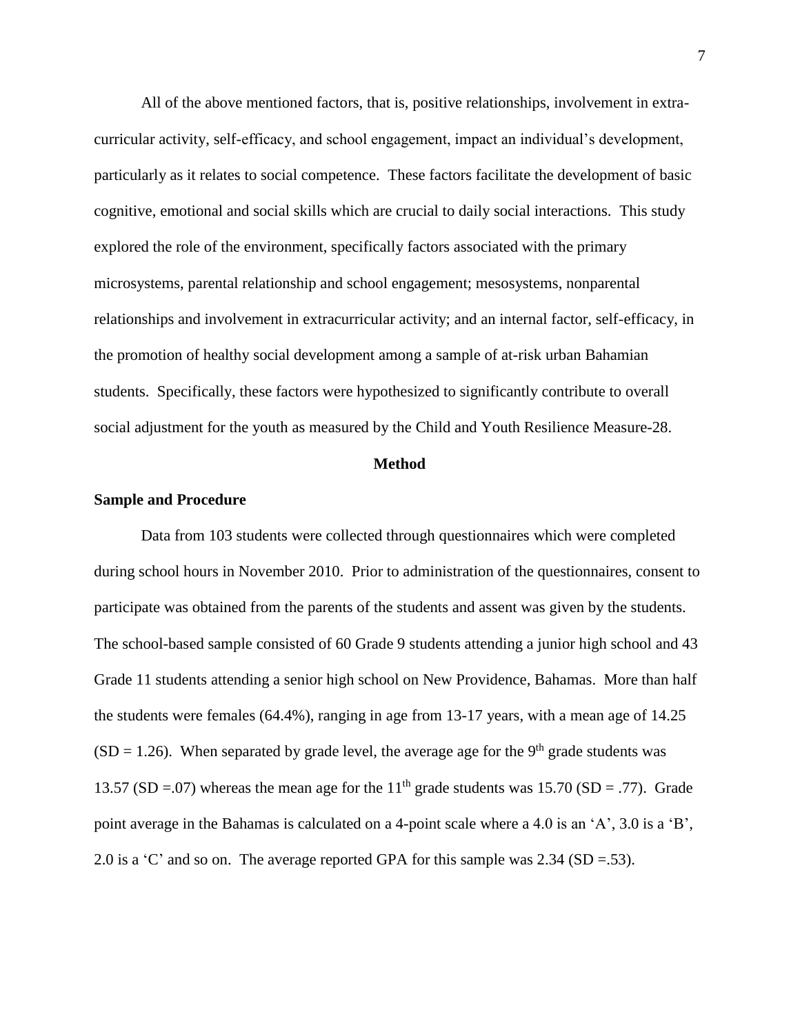All of the above mentioned factors, that is, positive relationships, involvement in extra-curricular activity, self-efficacy, and school engagement, impact an individual's development, particularly as it relates to social competence. These factors facilitate the development of basic cognitive, emotional and social skills which are crucial to daily social interactions. This study explored the role of the environment, specifically factors associated with the primary microsystems, parental relationship and school engagement; mesosystems, nonparental relationships and involvement in extracurricular activity; and an internal factor, self-efficacy, in the promotion of healthy social development among a sample of at-risk urban Bahamian students. Specifically, these factors were hypothesized to significantly contribute to overall social adjustment for the youth as measured by the Child and Youth Resilience Measure-28.

## Method

### Sample and Procedure

Data from 103 students were collected through questionnaires which were completed during school hours in November 2010. Prior to administration of the questionnaires, consent to participate was obtained from the parents of the students and assent was given by the students. The school-based sample consisted of 60 Grade 9 students attending a junior high school and 43 Grade 11 students attending a senior high school on New Providence, Bahamas. More than half the students were females (64.4%), ranging in age from 13-17 years, with a mean age of 14.25 ($SD = 1.26$). When separated by grade level, the average age for the 9$^{th}$ grade students was 13.57 ($SD = .07$) whereas the mean age for the 11$^{th}$ grade students was 15.70 ($SD = .77$). Grade point average in the Bahamas is calculated on a 4-point scale where a 4.0 is an 'A', 3.0 is a 'B', 2.0 is a 'C' and so on. The average reported GPA for this sample was 2.34 ($SD = .53$).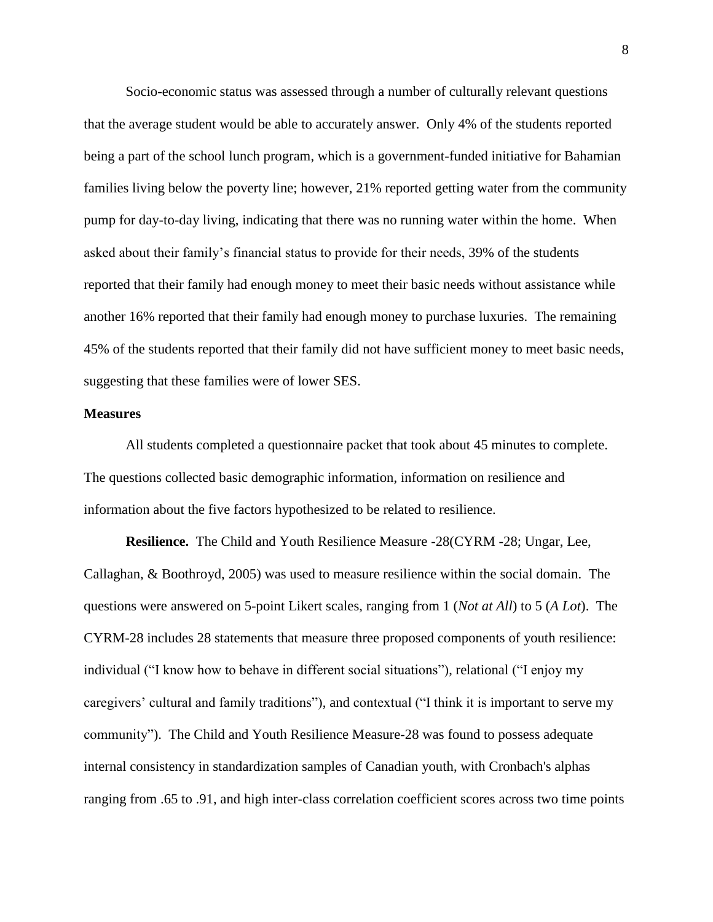Socio-economic status was assessed through a number of culturally relevant questions that the average student would be able to accurately answer. Only 4% of the students reported being a part of the school lunch program, which is a government-funded initiative for Bahamian families living below the poverty line; however, 21% reported getting water from the community pump for day-to-day living, indicating that there was no running water within the home. When asked about their family's financial status to provide for their needs, 39% of the students reported that their family had enough money to meet their basic needs without assistance while another 16% reported that their family had enough money to purchase luxuries. The remaining 45% of the students reported that their family did not have sufficient money to meet basic needs, suggesting that these families were of lower SES.

**Measures**

All students completed a questionnaire packet that took about 45 minutes to complete. The questions collected basic demographic information, information on resilience and information about the five factors hypothesized to be related to resilience.

**Resilience.** The Child and Youth Resilience Measure -28(CYRM -28; Ungar, Lee, Callaghan, & Boothroyd, 2005) was used to measure resilience within the social domain. The questions were answered on 5-point Likert scales, ranging from 1 (*Not at All*) to 5 (*A Lot*). The CYRM-28 includes 28 statements that measure three proposed components of youth resilience: individual ("I know how to behave in different social situations"), relational ("I enjoy my caregivers' cultural and family traditions"), and contextual ("I think it is important to serve my community"). The Child and Youth Resilience Measure-28 was found to possess adequate internal consistency in standardization samples of Canadian youth, with Cronbach's alphas ranging from .65 to .91, and high inter-class correlation coefficient scores across two time points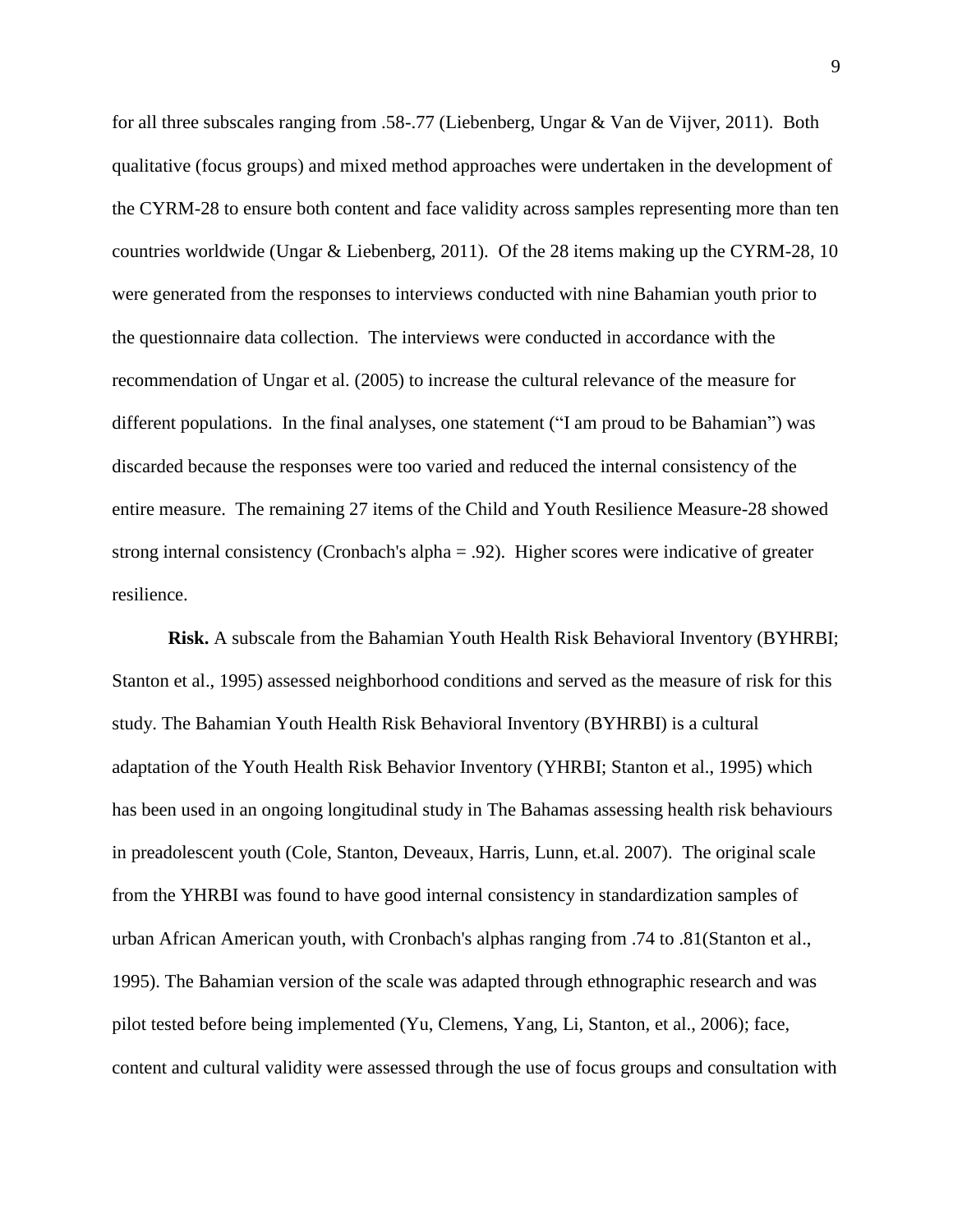for all three subscales ranging from .58-.77 (Liebenberg, Ungar & Van de Vijver, 2011). Both qualitative (focus groups) and mixed method approaches were undertaken in the development of the CYRM-28 to ensure both content and face validity across samples representing more than ten countries worldwide (Ungar & Liebenberg, 2011). Of the 28 items making up the CYRM-28, 10 were generated from the responses to interviews conducted with nine Bahamian youth prior to the questionnaire data collection. The interviews were conducted in accordance with the recommendation of Ungar et al. (2005) to increase the cultural relevance of the measure for different populations. In the final analyses, one statement ("I am proud to be Bahamian") was discarded because the responses were too varied and reduced the internal consistency of the entire measure. The remaining 27 items of the Child and Youth Resilience Measure-28 showed strong internal consistency (Cronbach's alpha = .92). Higher scores were indicative of greater resilience.

**Risk.** A subscale from the Bahamian Youth Health Risk Behavioral Inventory (BYHRBI; Stanton et al., 1995) assessed neighborhood conditions and served as the measure of risk for this study. The Bahamian Youth Health Risk Behavioral Inventory (BYHRBI) is a cultural adaptation of the Youth Health Risk Behavior Inventory (YHRBI; Stanton et al., 1995) which has been used in an ongoing longitudinal study in The Bahamas assessing health risk behaviours in preadolescent youth (Cole, Stanton, Deveaux, Harris, Lunn, et.al. 2007). The original scale from the YHRBI was found to have good internal consistency in standardization samples of urban African American youth, with Cronbach's alphas ranging from .74 to .81(Stanton et al., 1995). The Bahamian version of the scale was adapted through ethnographic research and was pilot tested before being implemented (Yu, Clemens, Yang, Li, Stanton, et al., 2006); face, content and cultural validity were assessed through the use of focus groups and consultation with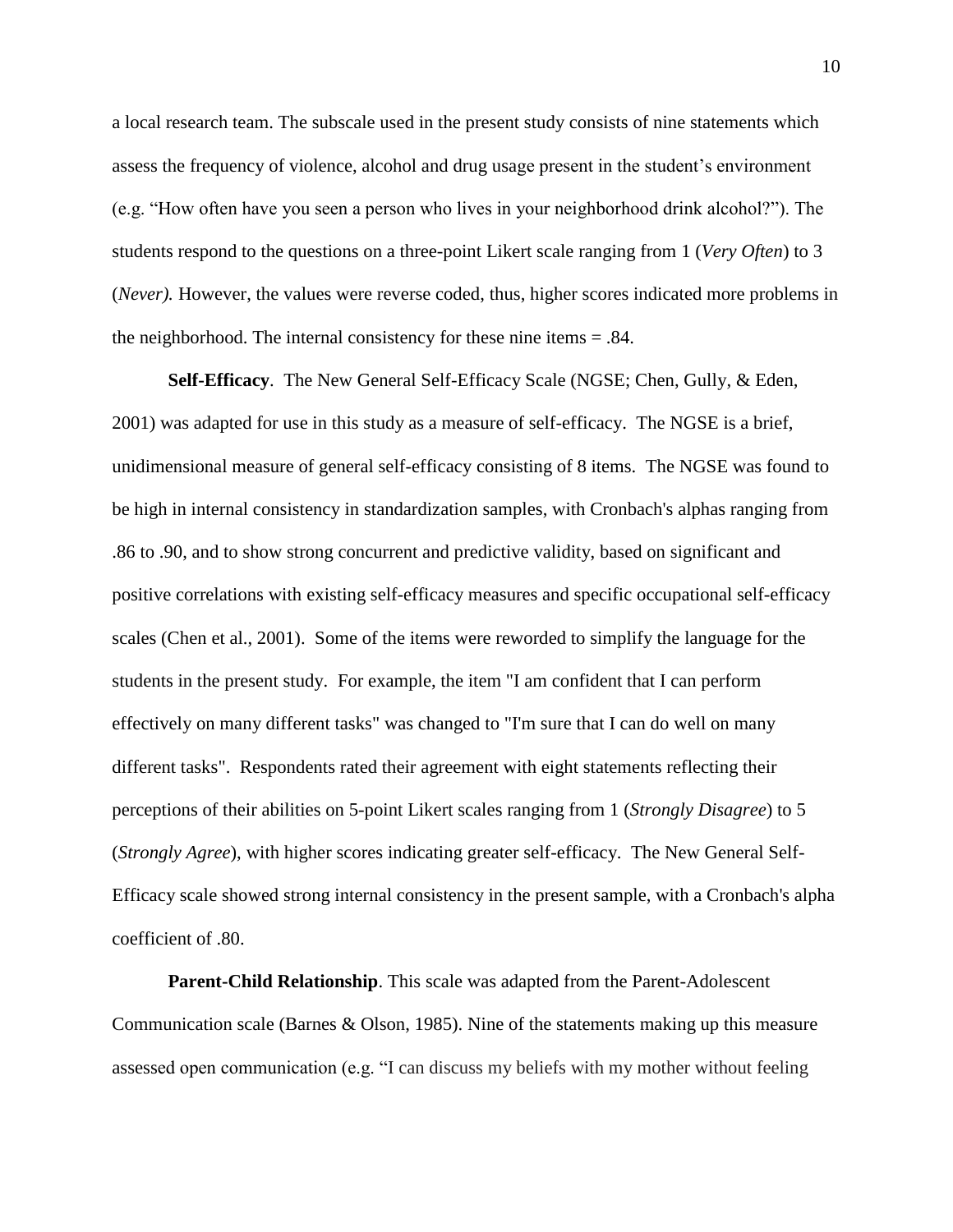a local research team. The subscale used in the present study consists of nine statements which assess the frequency of violence, alcohol and drug usage present in the student's environment (e.g. "How often have you seen a person who lives in your neighborhood drink alcohol?"). The students respond to the questions on a three-point Likert scale ranging from 1 (*Very Often*) to 3 (*Never).* However, the values were reverse coded, thus, higher scores indicated more problems in the neighborhood. The internal consistency for these nine items = .84.

**Self-Efficacy**. The New General Self-Efficacy Scale (NGSE; Chen, Gully, & Eden, 2001) was adapted for use in this study as a measure of self-efficacy. The NGSE is a brief, unidimensional measure of general self-efficacy consisting of 8 items. The NGSE was found to be high in internal consistency in standardization samples, with Cronbach's alphas ranging from .86 to .90, and to show strong concurrent and predictive validity, based on significant and positive correlations with existing self-efficacy measures and specific occupational self-efficacy scales (Chen et al., 2001). Some of the items were reworded to simplify the language for the students in the present study. For example, the item "I am confident that I can perform effectively on many different tasks" was changed to "I'm sure that I can do well on many different tasks". Respondents rated their agreement with eight statements reflecting their perceptions of their abilities on 5-point Likert scales ranging from 1 (*Strongly Disagree*) to 5 (*Strongly Agree*), with higher scores indicating greater self-efficacy. The New General Self-Efficacy scale showed strong internal consistency in the present sample, with a Cronbach's alpha coefficient of .80.

**Parent-Child Relationship**. This scale was adapted from the Parent-Adolescent Communication scale (Barnes & Olson, 1985). Nine of the statements making up this measure assessed open communication (e.g. "I can discuss my beliefs with my mother without feeling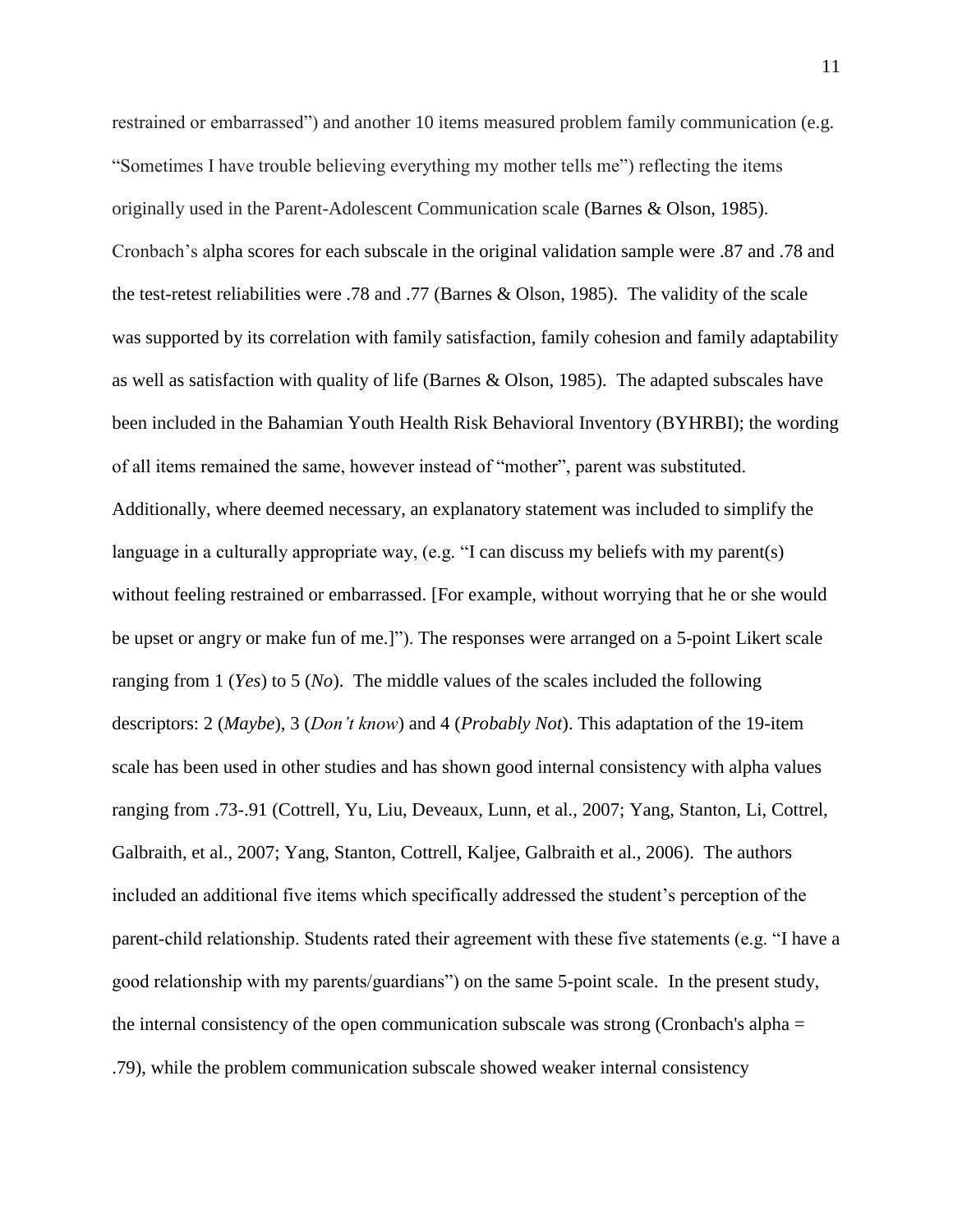restrained or embarrassed") and another 10 items measured problem family communication (e.g. "Sometimes I have trouble believing everything my mother tells me") reflecting the items originally used in the Parent-Adolescent Communication scale (Barnes & Olson, 1985). Cronbach's alpha scores for each subscale in the original validation sample were .87 and .78 and the test-retest reliabilities were .78 and .77 (Barnes & Olson, 1985). The validity of the scale was supported by its correlation with family satisfaction, family cohesion and family adaptability as well as satisfaction with quality of life (Barnes & Olson, 1985). The adapted subscales have been included in the Bahamian Youth Health Risk Behavioral Inventory (BYHRBI); the wording of all items remained the same, however instead of "mother", parent was substituted. Additionally, where deemed necessary, an explanatory statement was included to simplify the language in a culturally appropriate way, (e.g. "I can discuss my beliefs with my parent(s) without feeling restrained or embarrassed. [For example, without worrying that he or she would be upset or angry or make fun of me.]"). The responses were arranged on a 5-point Likert scale ranging from 1 (*Yes*) to 5 (*No*). The middle values of the scales included the following descriptors: 2 (*Maybe*), 3 (*Don't know*) and 4 (*Probably Not*). This adaptation of the 19-item scale has been used in other studies and has shown good internal consistency with alpha values ranging from .73-.91 (Cottrell, Yu, Liu, Deveaux, Lunn, et al., 2007; Yang, Stanton, Li, Cottrel, Galbraith, et al., 2007; Yang, Stanton, Cottrell, Kaljee, Galbraith et al., 2006). The authors included an additional five items which specifically addressed the student's perception of the parent-child relationship. Students rated their agreement with these five statements (e.g. "I have a good relationship with my parents/guardians") on the same 5-point scale. In the present study, the internal consistency of the open communication subscale was strong (Cronbach's alpha = .79), while the problem communication subscale showed weaker internal consistency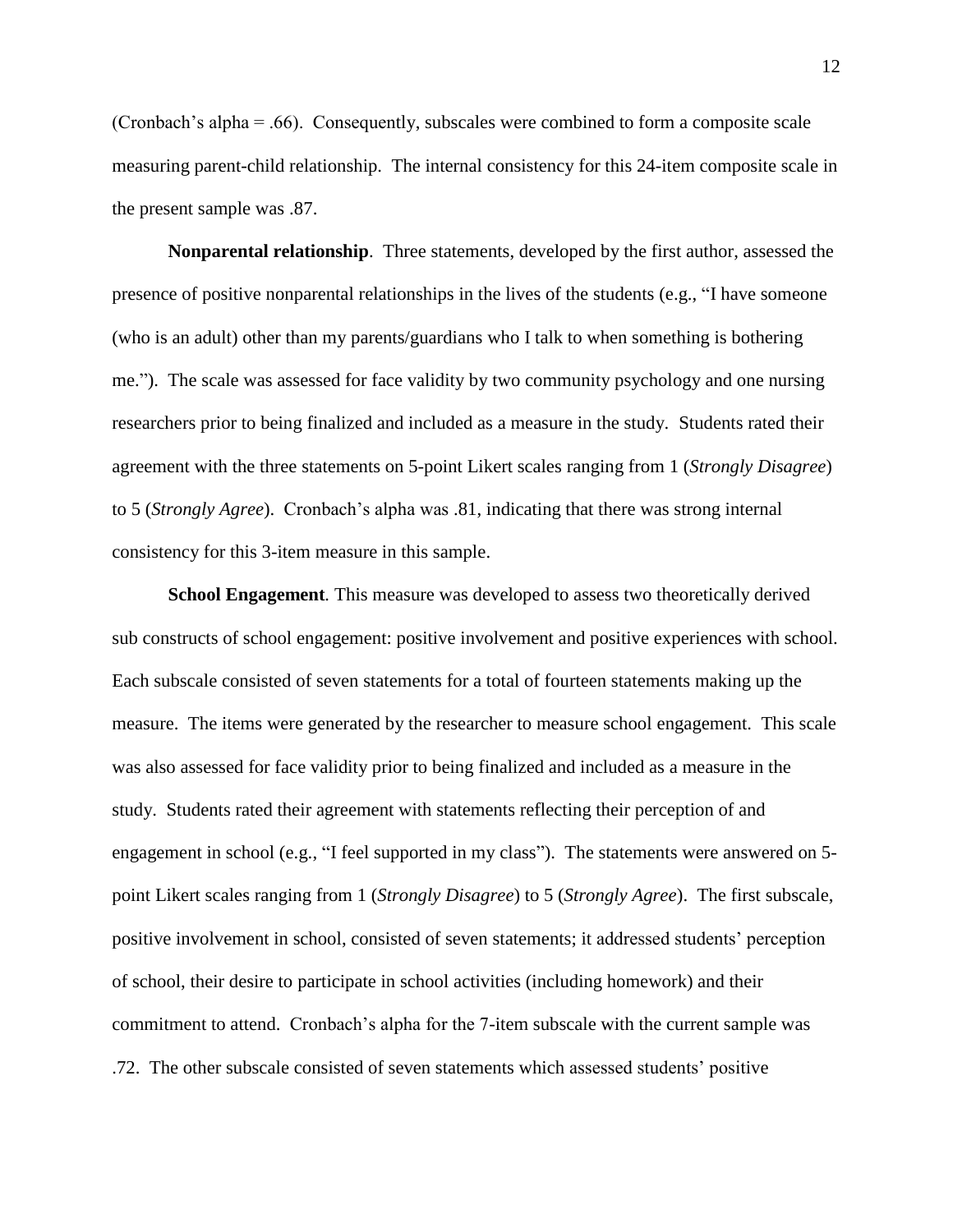(Cronbach's alpha = .66). Consequently, subscales were combined to form a composite scale measuring parent-child relationship. The internal consistency for this 24-item composite scale in the present sample was .87.

**Nonparental relationship**. Three statements, developed by the first author, assessed the presence of positive nonparental relationships in the lives of the students (e.g., "I have someone (who is an adult) other than my parents/guardians who I talk to when something is bothering me."). The scale was assessed for face validity by two community psychology and one nursing researchers prior to being finalized and included as a measure in the study. Students rated their agreement with the three statements on 5-point Likert scales ranging from 1 (*Strongly Disagree*) to 5 (*Strongly Agree*). Cronbach's alpha was .81, indicating that there was strong internal consistency for this 3-item measure in this sample.

**School Engagement**. This measure was developed to assess two theoretically derived sub constructs of school engagement: positive involvement and positive experiences with school. Each subscale consisted of seven statements for a total of fourteen statements making up the measure. The items were generated by the researcher to measure school engagement. This scale was also assessed for face validity prior to being finalized and included as a measure in the study. Students rated their agreement with statements reflecting their perception of and engagement in school (e.g., "I feel supported in my class"). The statements were answered on 5-point Likert scales ranging from 1 (*Strongly Disagree*) to 5 (*Strongly Agree*). The first subscale, positive involvement in school, consisted of seven statements; it addressed students' perception of school, their desire to participate in school activities (including homework) and their commitment to attend. Cronbach's alpha for the 7-item subscale with the current sample was .72. The other subscale consisted of seven statements which assessed students' positive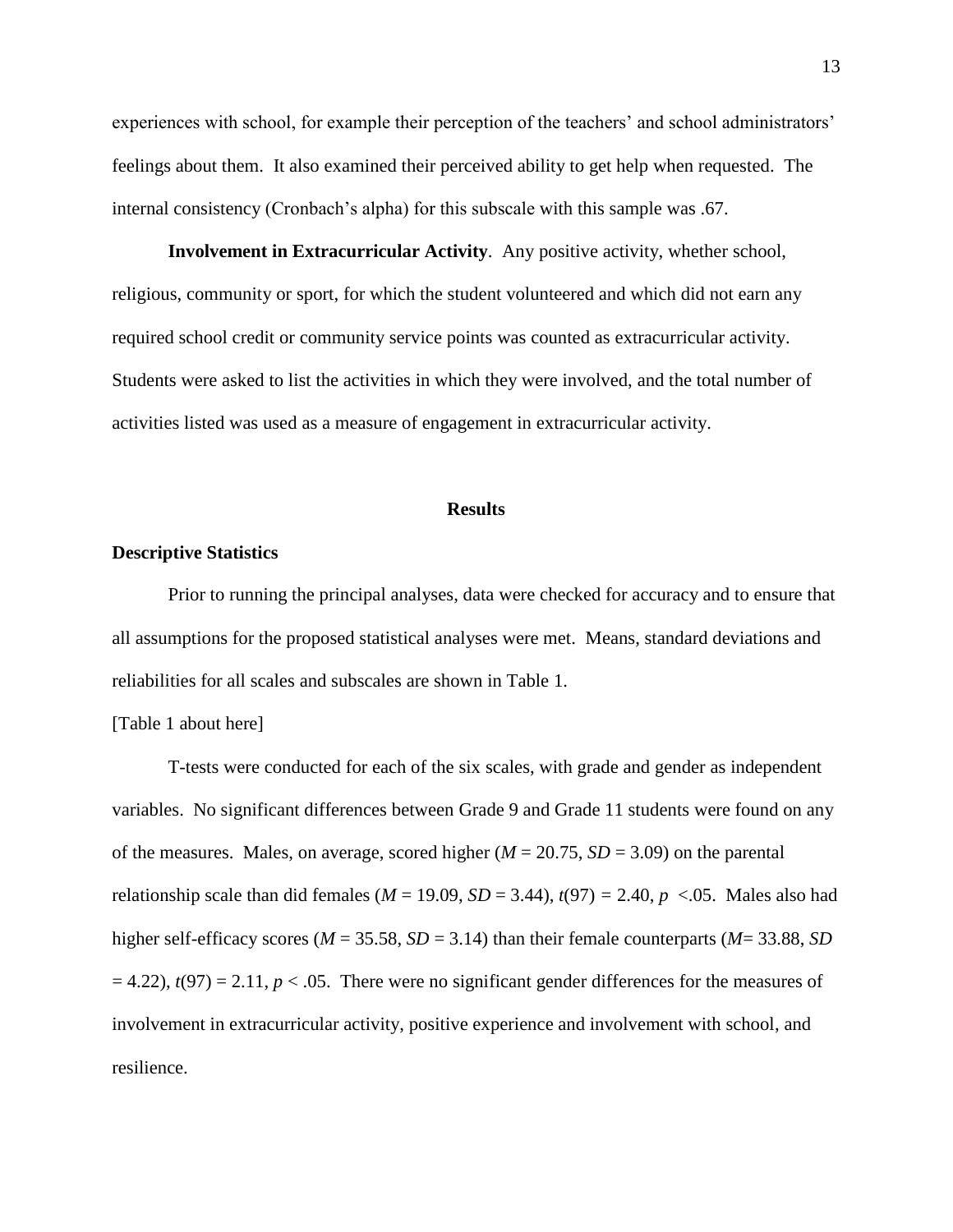experiences with school, for example their perception of the teachers' and school administrators' feelings about them. It also examined their perceived ability to get help when requested. The internal consistency (Cronbach's alpha) for this subscale with this sample was .67.

**Involvement in Extracurricular Activity**. Any positive activity, whether school, religious, community or sport, for which the student volunteered and which did not earn any required school credit or community service points was counted as extracurricular activity. Students were asked to list the activities in which they were involved, and the total number of activities listed was used as a measure of engagement in extracurricular activity.

## Results

### Descriptive Statistics

Prior to running the principal analyses, data were checked for accuracy and to ensure that all assumptions for the proposed statistical analyses were met. Means, standard deviations and reliabilities for all scales and subscales are shown in Table 1.

[Table 1 about here]

T-tests were conducted for each of the six scales, with grade and gender as independent variables. No significant differences between Grade 9 and Grade 11 students were found on any of the measures. Males, on average, scored higher ($M$ = 20.75, $SD$ = 3.09) on the parental relationship scale than did females ($M$ = 19.09, $SD$ = 3.44), $t(97)$ = 2.40, $p$ <.05. Males also had higher self-efficacy scores ($M$ = 35.58, $SD$ = 3.14) than their female counterparts ($M$= 33.88, $SD$ = 4.22), $t(97)$ = 2.11, $p$ < .05. There were no significant gender differences for the measures of involvement in extracurricular activity, positive experience and involvement with school, and resilience.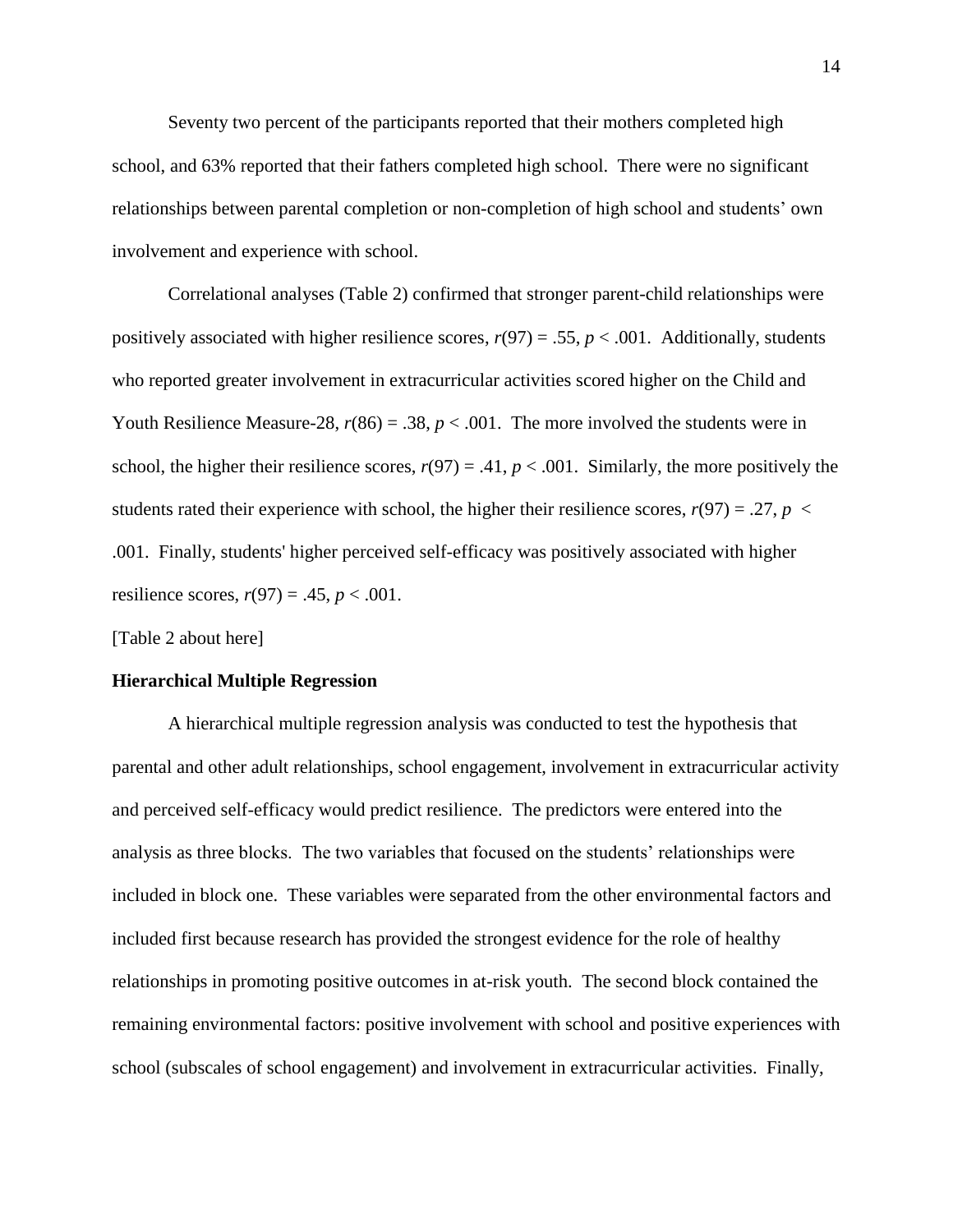Seventy two percent of the participants reported that their mothers completed high school, and 63% reported that their fathers completed high school. There were no significant relationships between parental completion or non-completion of high school and students' own involvement and experience with school.

Correlational analyses (Table 2) confirmed that stronger parent-child relationships were positively associated with higher resilience scores, $r(97) = .55$, $p < .001$. Additionally, students who reported greater involvement in extracurricular activities scored higher on the Child and Youth Resilience Measure-28, $r(86) = .38$, $p < .001$. The more involved the students were in school, the higher their resilience scores, $r(97) = .41$, $p < .001$. Similarly, the more positively the students rated their experience with school, the higher their resilience scores, $r(97) = .27$, $p < .001$. Finally, students' higher perceived self-efficacy was positively associated with higher resilience scores, $r(97) = .45$, $p < .001$.

[Table 2 about here]

**Hierarchical Multiple Regression**

A hierarchical multiple regression analysis was conducted to test the hypothesis that parental and other adult relationships, school engagement, involvement in extracurricular activity and perceived self-efficacy would predict resilience. The predictors were entered into the analysis as three blocks. The two variables that focused on the students' relationships were included in block one. These variables were separated from the other environmental factors and included first because research has provided the strongest evidence for the role of healthy relationships in promoting positive outcomes in at-risk youth. The second block contained the remaining environmental factors: positive involvement with school and positive experiences with school (subscales of school engagement) and involvement in extracurricular activities. Finally,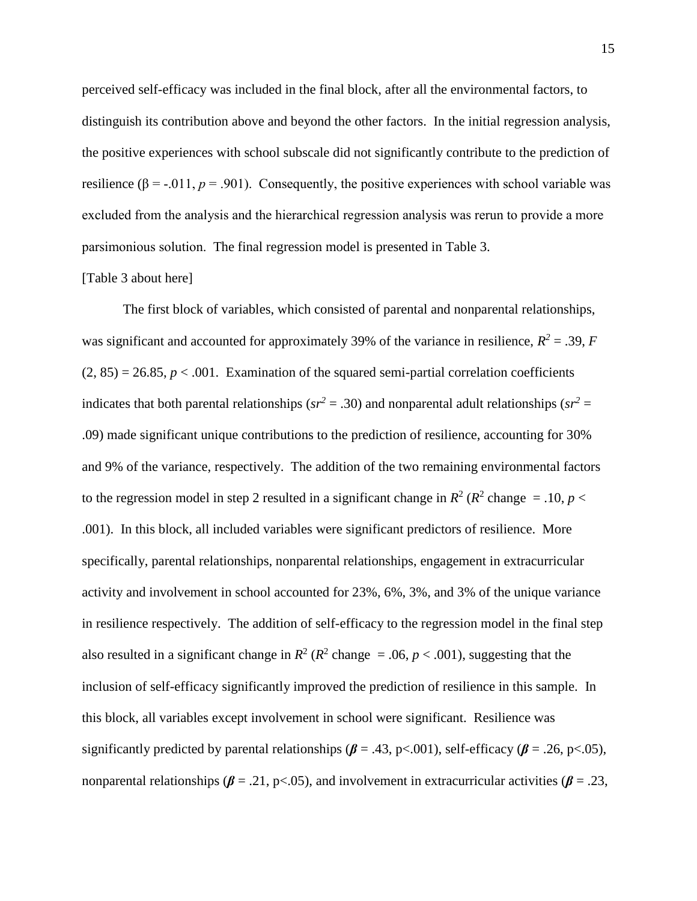perceived self-efficacy was included in the final block, after all the environmental factors, to distinguish its contribution above and beyond the other factors. In the initial regression analysis, the positive experiences with school subscale did not significantly contribute to the prediction of resilience ($\beta = -.011$, $p = .901$). Consequently, the positive experiences with school variable was excluded from the analysis and the hierarchical regression analysis was rerun to provide a more parsimonious solution. The final regression model is presented in Table 3.

[Table 3 about here]

The first block of variables, which consisted of parental and nonparental relationships, was significant and accounted for approximately 39% of the variance in resilience, $R^2 = .39$, $F(2, 85) = 26.85$, $p < .001$. Examination of the squared semi-partial correlation coefficients indicates that both parental relationships ($sr^2 = .30$) and nonparental adult relationships ($sr^2 = .09$) made significant unique contributions to the prediction of resilience, accounting for 30% and 9% of the variance, respectively. The addition of the two remaining environmental factors to the regression model in step 2 resulted in a significant change in $R^2$ ($R^2$ change $= .10$, $p < .001$). In this block, all included variables were significant predictors of resilience. More specifically, parental relationships, nonparental relationships, engagement in extracurricular activity and involvement in school accounted for 23%, 6%, 3%, and 3% of the unique variance in resilience respectively. The addition of self-efficacy to the regression model in the final step also resulted in a significant change in $R^2$ ($R^2$ change $= .06$, $p < .001$), suggesting that the inclusion of self-efficacy significantly improved the prediction of resilience in this sample. In this block, all variables except involvement in school were significant. Resilience was significantly predicted by parental relationships ($\boldsymbol{\beta} = .43$, $p<.001$), self-efficacy ($\boldsymbol{\beta} = .26$, $p<.05$), nonparental relationships ($\boldsymbol{\beta} = .21$, $p<.05$), and involvement in extracurricular activities ($\boldsymbol{\beta} = .23$,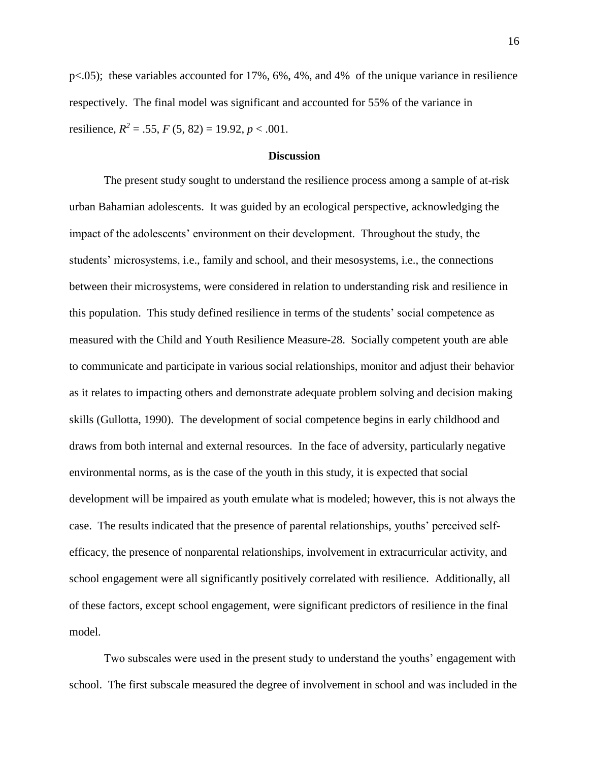$p<.05$); these variables accounted for 17%, 6%, 4%, and 4% of the unique variance in resilience respectively. The final model was significant and accounted for 55% of the variance in resilience, $R^2 = .55$, $F(5, 82) = 19.92$, $p < .001$.

## Discussion

The present study sought to understand the resilience process among a sample of at-risk urban Bahamian adolescents. It was guided by an ecological perspective, acknowledging the impact of the adolescents' environment on their development. Throughout the study, the students' microsystems, i.e., family and school, and their mesosystems, i.e., the connections between their microsystems, were considered in relation to understanding risk and resilience in this population. This study defined resilience in terms of the students' social competence as measured with the Child and Youth Resilience Measure-28. Socially competent youth are able to communicate and participate in various social relationships, monitor and adjust their behavior as it relates to impacting others and demonstrate adequate problem solving and decision making skills (Gullotta, 1990). The development of social competence begins in early childhood and draws from both internal and external resources. In the face of adversity, particularly negative environmental norms, as is the case of the youth in this study, it is expected that social development will be impaired as youth emulate what is modeled; however, this is not always the case. The results indicated that the presence of parental relationships, youths' perceived self-efficacy, the presence of nonparental relationships, involvement in extracurricular activity, and school engagement were all significantly positively correlated with resilience. Additionally, all of these factors, except school engagement, were significant predictors of resilience in the final model.

Two subscales were used in the present study to understand the youths' engagement with school. The first subscale measured the degree of involvement in school and was included in the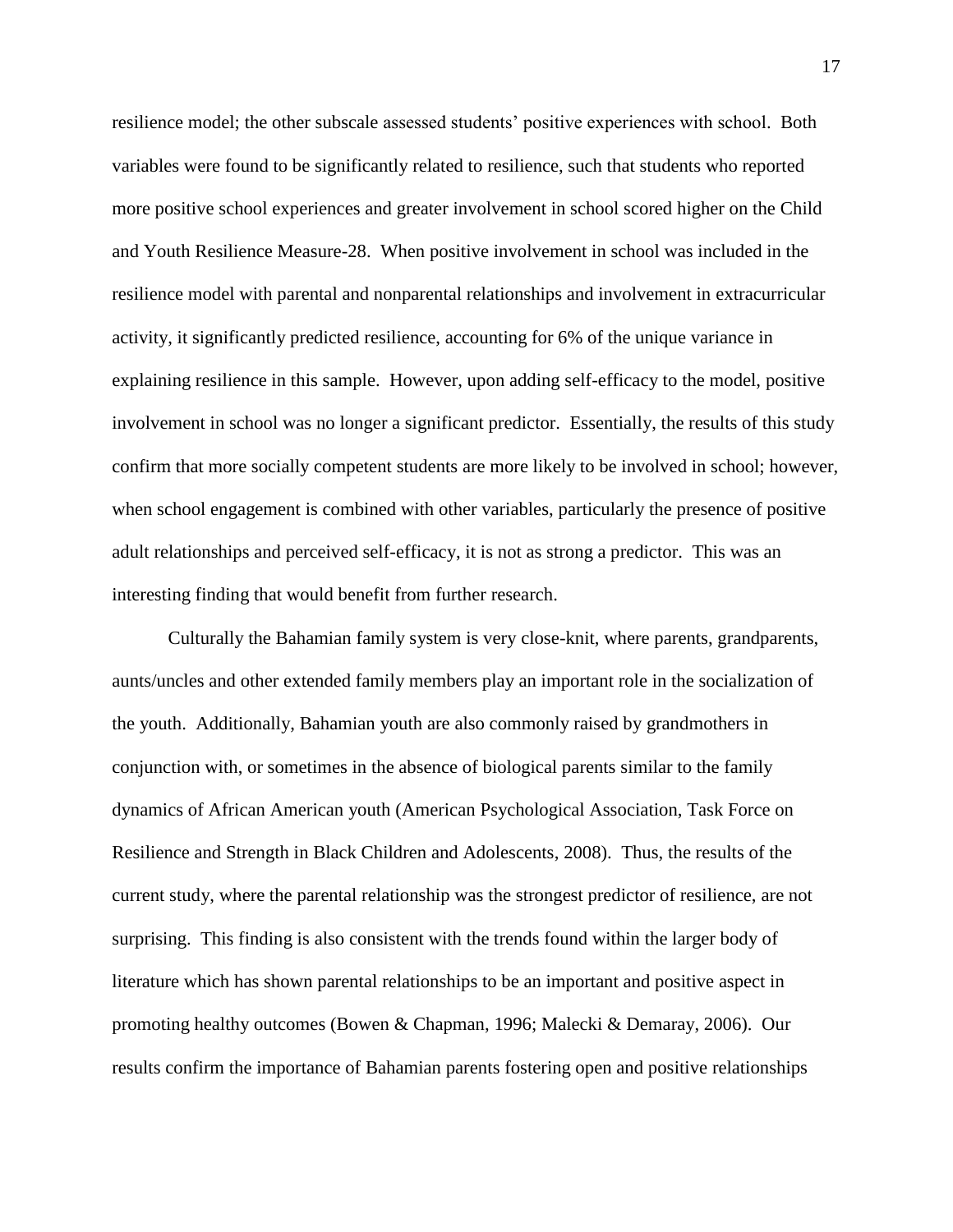resilience model; the other subscale assessed students' positive experiences with school. Both variables were found to be significantly related to resilience, such that students who reported more positive school experiences and greater involvement in school scored higher on the Child and Youth Resilience Measure-28. When positive involvement in school was included in the resilience model with parental and nonparental relationships and involvement in extracurricular activity, it significantly predicted resilience, accounting for 6% of the unique variance in explaining resilience in this sample. However, upon adding self-efficacy to the model, positive involvement in school was no longer a significant predictor. Essentially, the results of this study confirm that more socially competent students are more likely to be involved in school; however, when school engagement is combined with other variables, particularly the presence of positive adult relationships and perceived self-efficacy, it is not as strong a predictor. This was an interesting finding that would benefit from further research.

Culturally the Bahamian family system is very close-knit, where parents, grandparents, aunts/uncles and other extended family members play an important role in the socialization of the youth. Additionally, Bahamian youth are also commonly raised by grandmothers in conjunction with, or sometimes in the absence of biological parents similar to the family dynamics of African American youth (American Psychological Association, Task Force on Resilience and Strength in Black Children and Adolescents, 2008). Thus, the results of the current study, where the parental relationship was the strongest predictor of resilience, are not surprising. This finding is also consistent with the trends found within the larger body of literature which has shown parental relationships to be an important and positive aspect in promoting healthy outcomes (Bowen & Chapman, 1996; Malecki & Demaray, 2006). Our results confirm the importance of Bahamian parents fostering open and positive relationships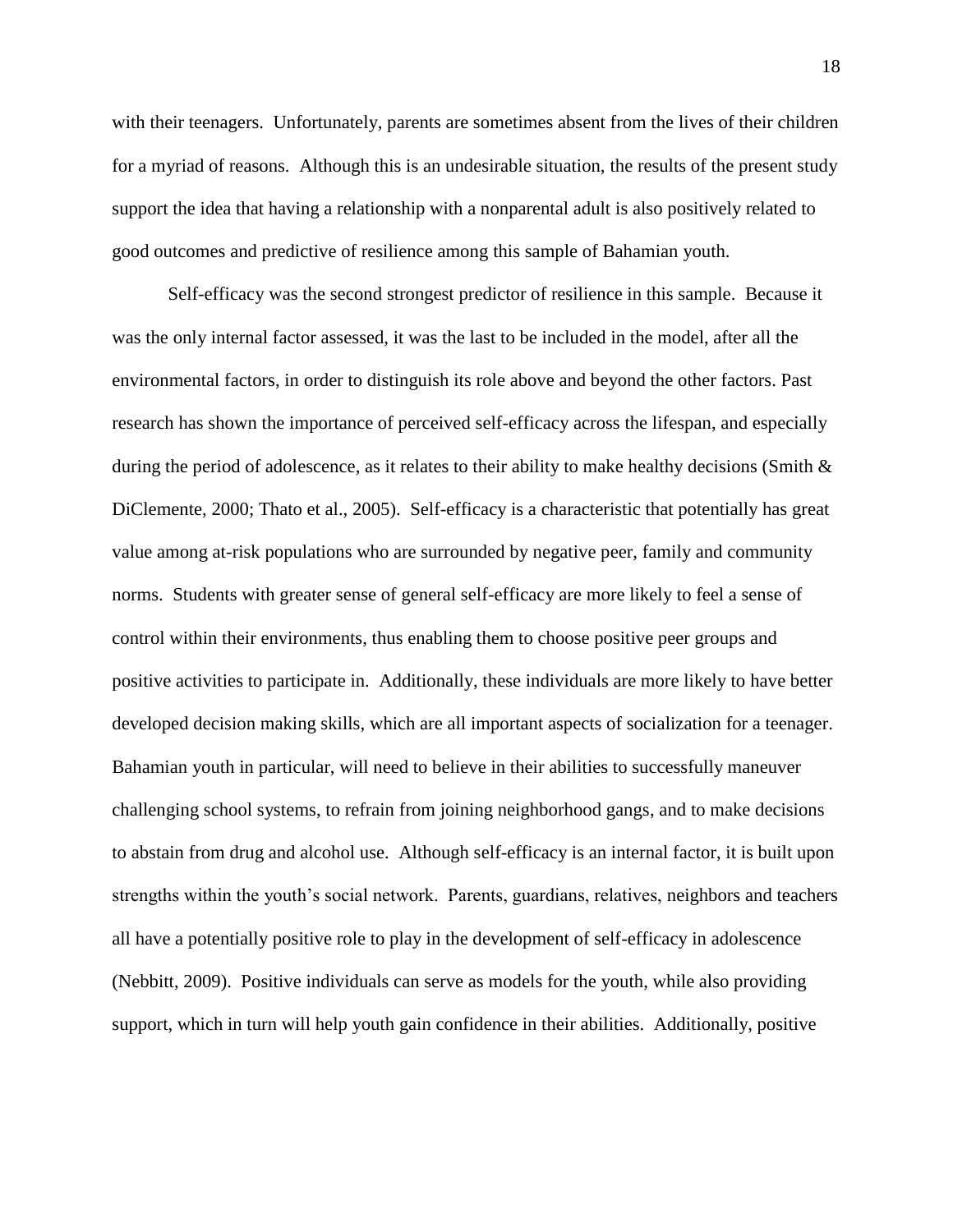with their teenagers. Unfortunately, parents are sometimes absent from the lives of their children for a myriad of reasons. Although this is an undesirable situation, the results of the present study support the idea that having a relationship with a nonparental adult is also positively related to good outcomes and predictive of resilience among this sample of Bahamian youth.

Self-efficacy was the second strongest predictor of resilience in this sample. Because it was the only internal factor assessed, it was the last to be included in the model, after all the environmental factors, in order to distinguish its role above and beyond the other factors. Past research has shown the importance of perceived self-efficacy across the lifespan, and especially during the period of adolescence, as it relates to their ability to make healthy decisions (Smith & DiClemente, 2000; Thato et al., 2005). Self-efficacy is a characteristic that potentially has great value among at-risk populations who are surrounded by negative peer, family and community norms. Students with greater sense of general self-efficacy are more likely to feel a sense of control within their environments, thus enabling them to choose positive peer groups and positive activities to participate in. Additionally, these individuals are more likely to have better developed decision making skills, which are all important aspects of socialization for a teenager. Bahamian youth in particular, will need to believe in their abilities to successfully maneuver challenging school systems, to refrain from joining neighborhood gangs, and to make decisions to abstain from drug and alcohol use. Although self-efficacy is an internal factor, it is built upon strengths within the youth's social network. Parents, guardians, relatives, neighbors and teachers all have a potentially positive role to play in the development of self-efficacy in adolescence (Nebbitt, 2009). Positive individuals can serve as models for the youth, while also providing support, which in turn will help youth gain confidence in their abilities. Additionally, positive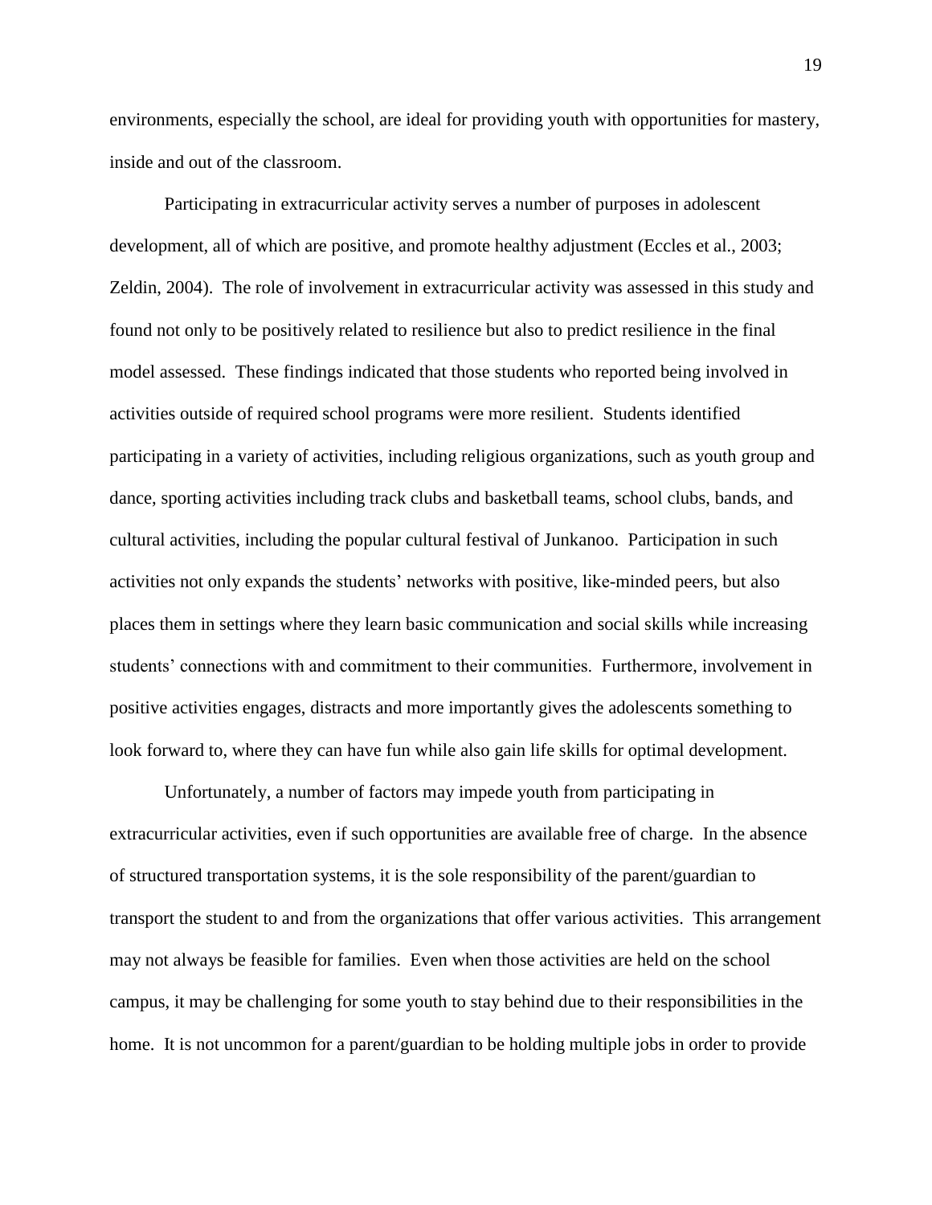environments, especially the school, are ideal for providing youth with opportunities for mastery, inside and out of the classroom.

Participating in extracurricular activity serves a number of purposes in adolescent development, all of which are positive, and promote healthy adjustment (Eccles et al., 2003; Zeldin, 2004). The role of involvement in extracurricular activity was assessed in this study and found not only to be positively related to resilience but also to predict resilience in the final model assessed. These findings indicated that those students who reported being involved in activities outside of required school programs were more resilient. Students identified participating in a variety of activities, including religious organizations, such as youth group and dance, sporting activities including track clubs and basketball teams, school clubs, bands, and cultural activities, including the popular cultural festival of Junkanoo. Participation in such activities not only expands the students' networks with positive, like-minded peers, but also places them in settings where they learn basic communication and social skills while increasing students' connections with and commitment to their communities. Furthermore, involvement in positive activities engages, distracts and more importantly gives the adolescents something to look forward to, where they can have fun while also gain life skills for optimal development.

Unfortunately, a number of factors may impede youth from participating in extracurricular activities, even if such opportunities are available free of charge. In the absence of structured transportation systems, it is the sole responsibility of the parent/guardian to transport the student to and from the organizations that offer various activities. This arrangement may not always be feasible for families. Even when those activities are held on the school campus, it may be challenging for some youth to stay behind due to their responsibilities in the home. It is not uncommon for a parent/guardian to be holding multiple jobs in order to provide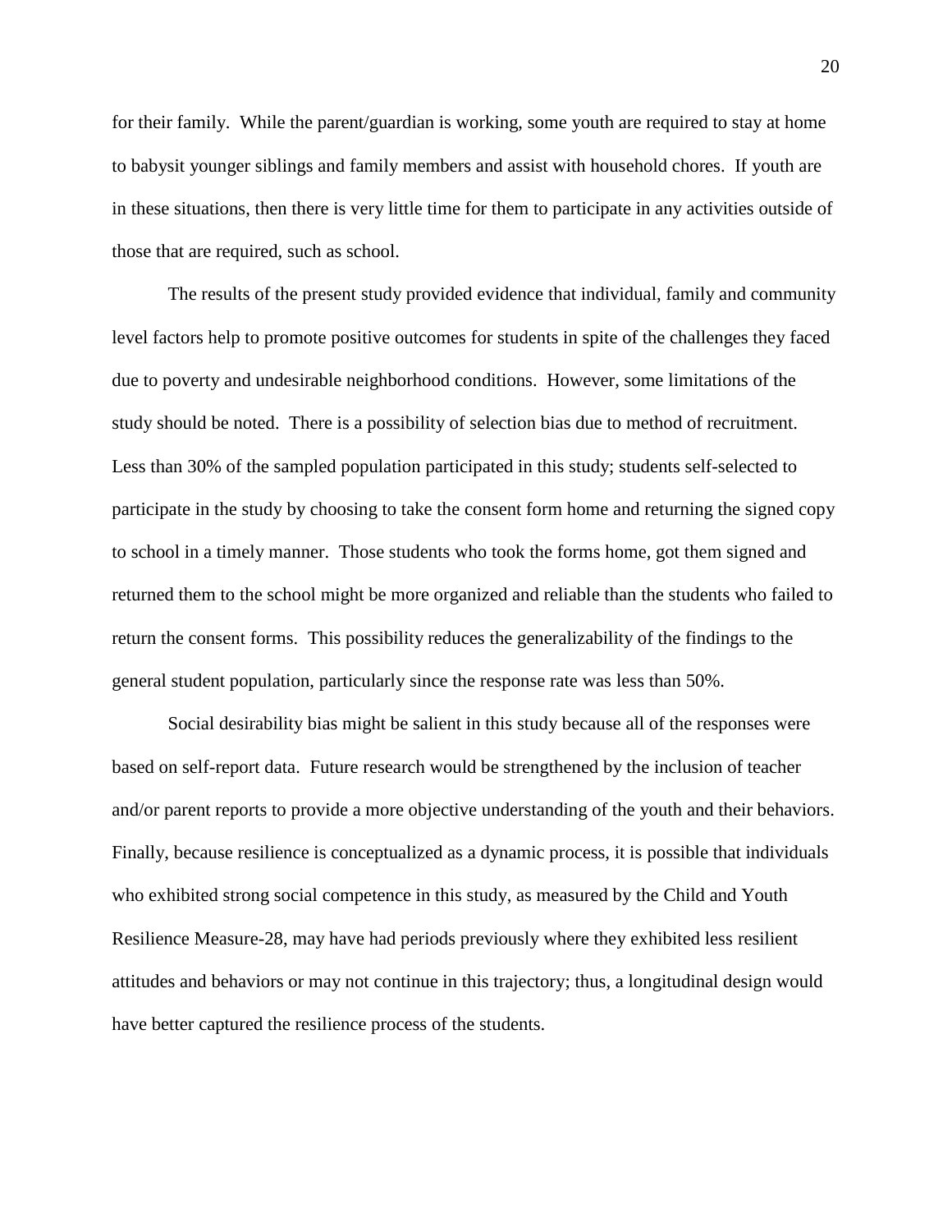for their family. While the parent/guardian is working, some youth are required to stay at home to babysit younger siblings and family members and assist with household chores. If youth are in these situations, then there is very little time for them to participate in any activities outside of those that are required, such as school.

The results of the present study provided evidence that individual, family and community level factors help to promote positive outcomes for students in spite of the challenges they faced due to poverty and undesirable neighborhood conditions. However, some limitations of the study should be noted. There is a possibility of selection bias due to method of recruitment. Less than 30% of the sampled population participated in this study; students self-selected to participate in the study by choosing to take the consent form home and returning the signed copy to school in a timely manner. Those students who took the forms home, got them signed and returned them to the school might be more organized and reliable than the students who failed to return the consent forms. This possibility reduces the generalizability of the findings to the general student population, particularly since the response rate was less than 50%.

Social desirability bias might be salient in this study because all of the responses were based on self-report data. Future research would be strengthened by the inclusion of teacher and/or parent reports to provide a more objective understanding of the youth and their behaviors. Finally, because resilience is conceptualized as a dynamic process, it is possible that individuals who exhibited strong social competence in this study, as measured by the Child and Youth Resilience Measure-28, may have had periods previously where they exhibited less resilient attitudes and behaviors or may not continue in this trajectory; thus, a longitudinal design would have better captured the resilience process of the students.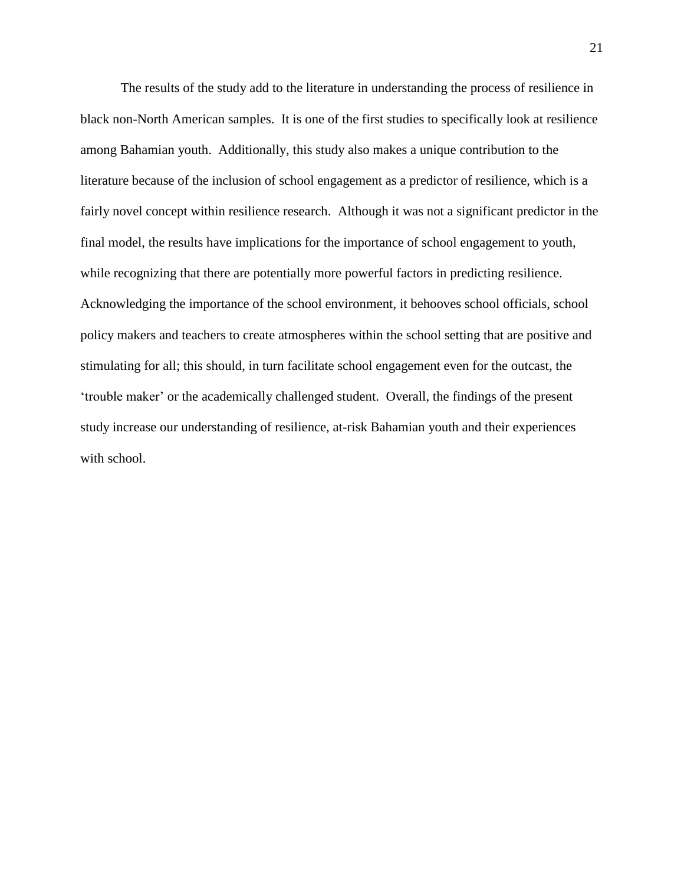The results of the study add to the literature in understanding the process of resilience in black non-North American samples. It is one of the first studies to specifically look at resilience among Bahamian youth. Additionally, this study also makes a unique contribution to the literature because of the inclusion of school engagement as a predictor of resilience, which is a fairly novel concept within resilience research. Although it was not a significant predictor in the final model, the results have implications for the importance of school engagement to youth, while recognizing that there are potentially more powerful factors in predicting resilience. Acknowledging the importance of the school environment, it behooves school officials, school policy makers and teachers to create atmospheres within the school setting that are positive and stimulating for all; this should, in turn facilitate school engagement even for the outcast, the 'trouble maker' or the academically challenged student. Overall, the findings of the present study increase our understanding of resilience, at-risk Bahamian youth and their experiences with school.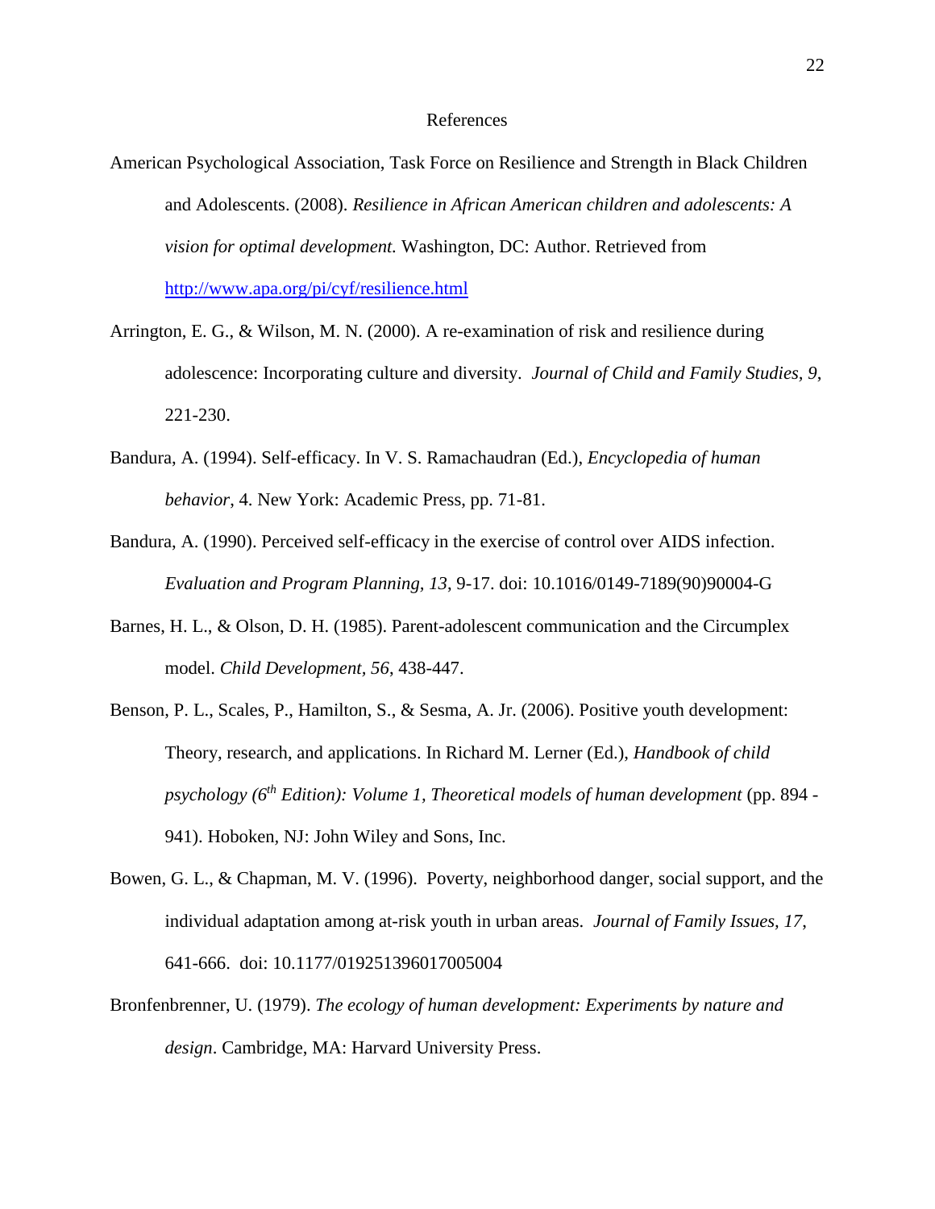# References

American Psychological Association, Task Force on Resilience and Strength in Black Children and Adolescents. (2008). *Resilience in African American children and adolescents: A vision for optimal development.* Washington, DC: Author. Retrieved from http://www.apa.org/pi/cyf/resilience.html

Arrington, E. G., & Wilson, M. N. (2000). A re-examination of risk and resilience during adolescence: Incorporating culture and diversity. *Journal of Child and Family Studies, 9*, 221-230.

Bandura, A. (1994). Self-efficacy. In V. S. Ramachaudran (Ed.), *Encyclopedia of human behavior*, 4. New York: Academic Press, pp. 71-81.

Bandura, A. (1990). Perceived self-efficacy in the exercise of control over AIDS infection. *Evaluation and Program Planning, 13*, 9-17. doi: 10.1016/0149-7189(90)90004-G

Barnes, H. L., & Olson, D. H. (1985). Parent-adolescent communication and the Circumplex model. *Child Development, 56*, 438-447.

Benson, P. L., Scales, P., Hamilton, S., & Sesma, A. Jr. (2006). Positive youth development: Theory, research, and applications. In Richard M. Lerner (Ed.), *Handbook of child psychology (6th Edition): Volume 1, Theoretical models of human development* (pp. 894 - 941). Hoboken, NJ: John Wiley and Sons, Inc.

Bowen, G. L., & Chapman, M. V. (1996). Poverty, neighborhood danger, social support, and the individual adaptation among at-risk youth in urban areas. *Journal of Family Issues, 17*, 641-666. doi: 10.1177/019251396017005004

Bronfenbrenner, U. (1979). *The ecology of human development: Experiments by nature and design*. Cambridge, MA: Harvard University Press.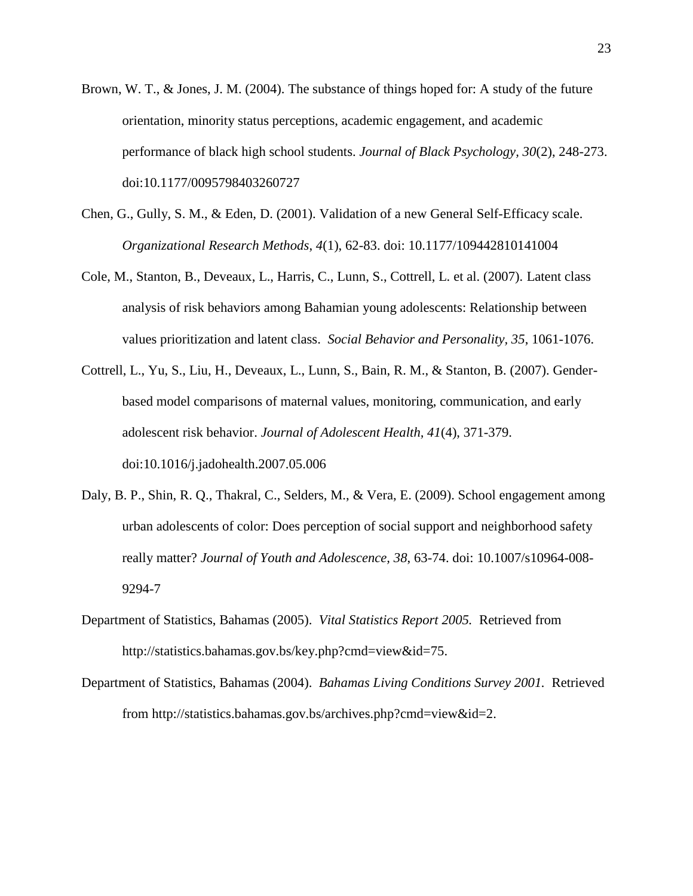Brown, W. T., & Jones, J. M. (2004). The substance of things hoped for: A study of the future orientation, minority status perceptions, academic engagement, and academic performance of black high school students. *Journal of Black Psychology, 30*(2), 248-273. doi:10.1177/0095798403260727

Chen, G., Gully, S. M., & Eden, D. (2001). Validation of a new General Self-Efficacy scale. *Organizational Research Methods*, *4*(1), 62-83. doi: 10.1177/109442810141004

Cole, M., Stanton, B., Deveaux, L., Harris, C., Lunn, S., Cottrell, L. et al. (2007). Latent class analysis of risk behaviors among Bahamian young adolescents: Relationship between values prioritization and latent class. *Social Behavior and Personality, 35*, 1061-1076.

Cottrell, L., Yu, S., Liu, H., Deveaux, L., Lunn, S., Bain, R. M., & Stanton, B. (2007). Gender-based model comparisons of maternal values, monitoring, communication, and early adolescent risk behavior. *Journal of Adolescent Health*, *41*(4), 371-379. doi:10.1016/j.jadohealth.2007.05.006

Daly, B. P., Shin, R. Q., Thakral, C., Selders, M., & Vera, E. (2009). School engagement among urban adolescents of color: Does perception of social support and neighborhood safety really matter? *Journal of Youth and Adolescence*, *38*, 63-74. doi: 10.1007/s10964-008-9294-7

Department of Statistics, Bahamas (2005). *Vital Statistics Report 2005.* Retrieved from http://statistics.bahamas.gov.bs/key.php?cmd=view&id=75.

Department of Statistics, Bahamas (2004). *Bahamas Living Conditions Survey 2001.* Retrieved from http://statistics.bahamas.gov.bs/archives.php?cmd=view&id=2.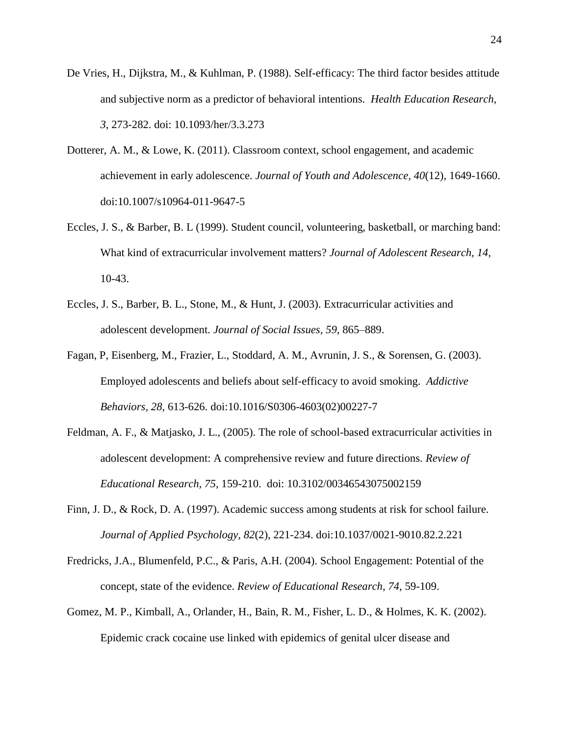De Vries, H., Dijkstra, M., & Kuhlman, P. (1988). Self-efficacy: The third factor besides attitude and subjective norm as a predictor of behavioral intentions. *Health Education Research, 3*, 273-282. doi: 10.1093/her/3.3.273

Dotterer, A. M., & Lowe, K. (2011). Classroom context, school engagement, and academic achievement in early adolescence. *Journal of Youth and Adolescence, 40*(12), 1649-1660. doi:10.1007/s10964-011-9647-5

Eccles, J. S., & Barber, B. L (1999). Student council, volunteering, basketball, or marching band: What kind of extracurricular involvement matters? *Journal of Adolescent Research, 14,* 10-43.

Eccles, J. S., Barber, B. L., Stone, M., & Hunt, J. (2003). Extracurricular activities and adolescent development. *Journal of Social Issues, 59*, 865–889.

Fagan, P, Eisenberg, M., Frazier, L., Stoddard, A. M., Avrunin, J. S., & Sorensen, G. (2003). Employed adolescents and beliefs about self-efficacy to avoid smoking. *Addictive Behaviors, 28*, 613-626. doi:10.1016/S0306-4603(02)00227-7

Feldman, A. F., & Matjasko, J. L., (2005). The role of school-based extracurricular activities in adolescent development: A comprehensive review and future directions. *Review of Educational Research, 75*, 159-210. doi: 10.3102/00346543075002159

Finn, J. D., & Rock, D. A. (1997). Academic success among students at risk for school failure. *Journal of Applied Psychology, 82*(2), 221-234. doi:10.1037/0021-9010.82.2.221

Fredricks, J.A., Blumenfeld, P.C., & Paris, A.H. (2004). School Engagement: Potential of the concept, state of the evidence. *Review of Educational Research, 74*, 59-109.

Gomez, M. P., Kimball, A., Orlander, H., Bain, R. M., Fisher, L. D., & Holmes, K. K. (2002). Epidemic crack cocaine use linked with epidemics of genital ulcer disease and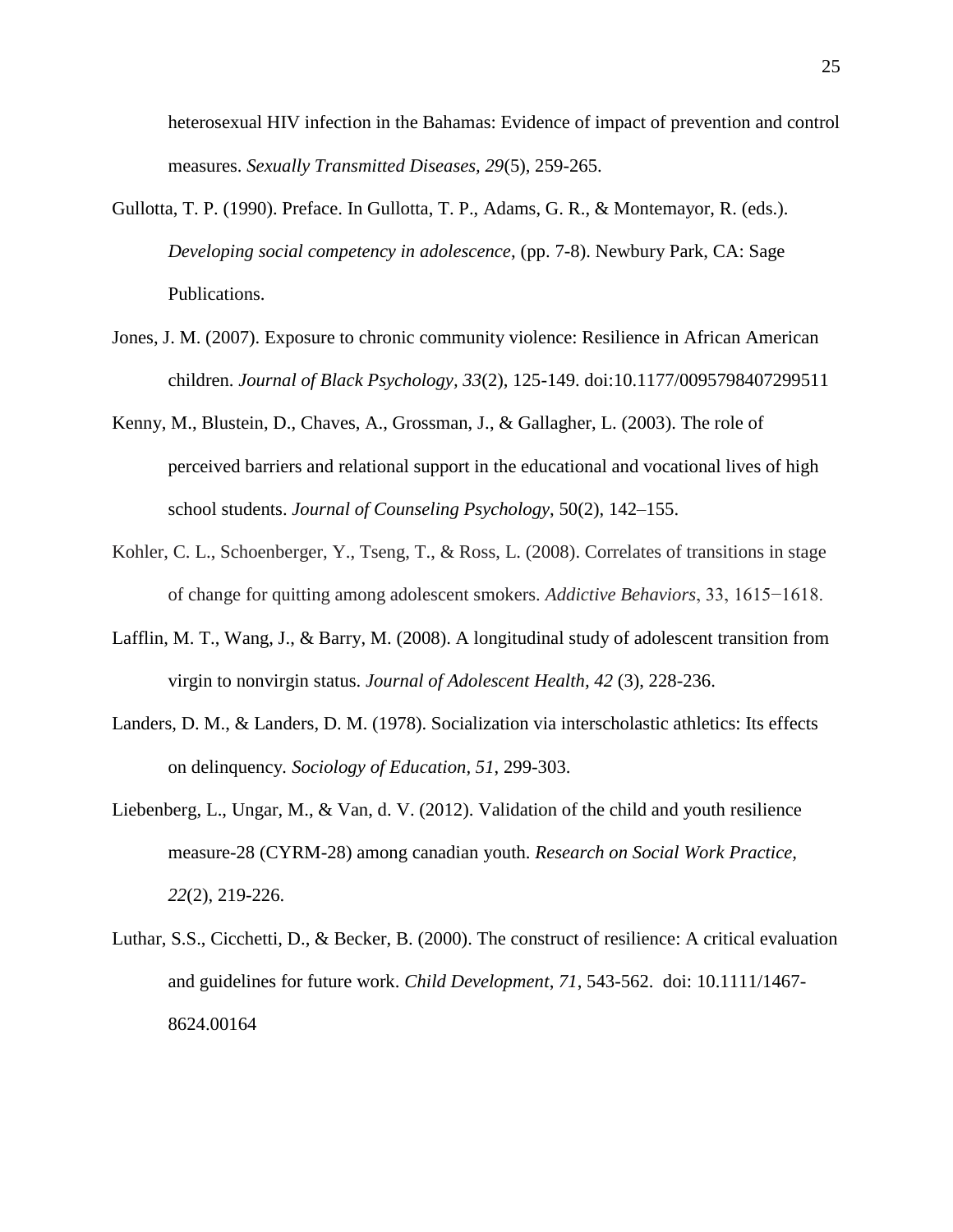heterosexual HIV infection in the Bahamas: Evidence of impact of prevention and control measures. *Sexually Transmitted Diseases, 29*(5), 259-265.

Gullotta, T. P. (1990). Preface. In Gullotta, T. P., Adams, G. R., & Montemayor, R. (eds.). *Developing social competency in adolescence*, (pp. 7-8). Newbury Park, CA: Sage Publications.

Jones, J. M. (2007). Exposure to chronic community violence: Resilience in African American children. *Journal of Black Psychology, 33*(2), 125-149. doi:10.1177/0095798407299511

Kenny, M., Blustein, D., Chaves, A., Grossman, J., & Gallagher, L. (2003). The role of perceived barriers and relational support in the educational and vocational lives of high school students. *Journal of Counseling Psychology*, 50(2), 142–155.

Kohler, C. L., Schoenberger, Y., Tseng, T., & Ross, L. (2008). Correlates of transitions in stage of change for quitting among adolescent smokers. *Addictive Behaviors*, 33, 1615−1618.

Lafflin, M. T., Wang, J., & Barry, M. (2008). A longitudinal study of adolescent transition from virgin to nonvirgin status. *Journal of Adolescent Health, 42* (3), 228-236.

Landers, D. M., & Landers, D. M. (1978). Socialization via interscholastic athletics: Its effects on delinquency. *Sociology of Education, 51*, 299-303.

Liebenberg, L., Ungar, M., & Van, d. V. (2012). Validation of the child and youth resilience measure-28 (CYRM-28) among canadian youth. *Research on Social Work Practice, 22*(2), 219-226.

Luthar, S.S., Cicchetti, D., & Becker, B. (2000). The construct of resilience: A critical evaluation and guidelines for future work. *Child Development*, *71*, 543-562. doi: 10.1111/1467-8624.00164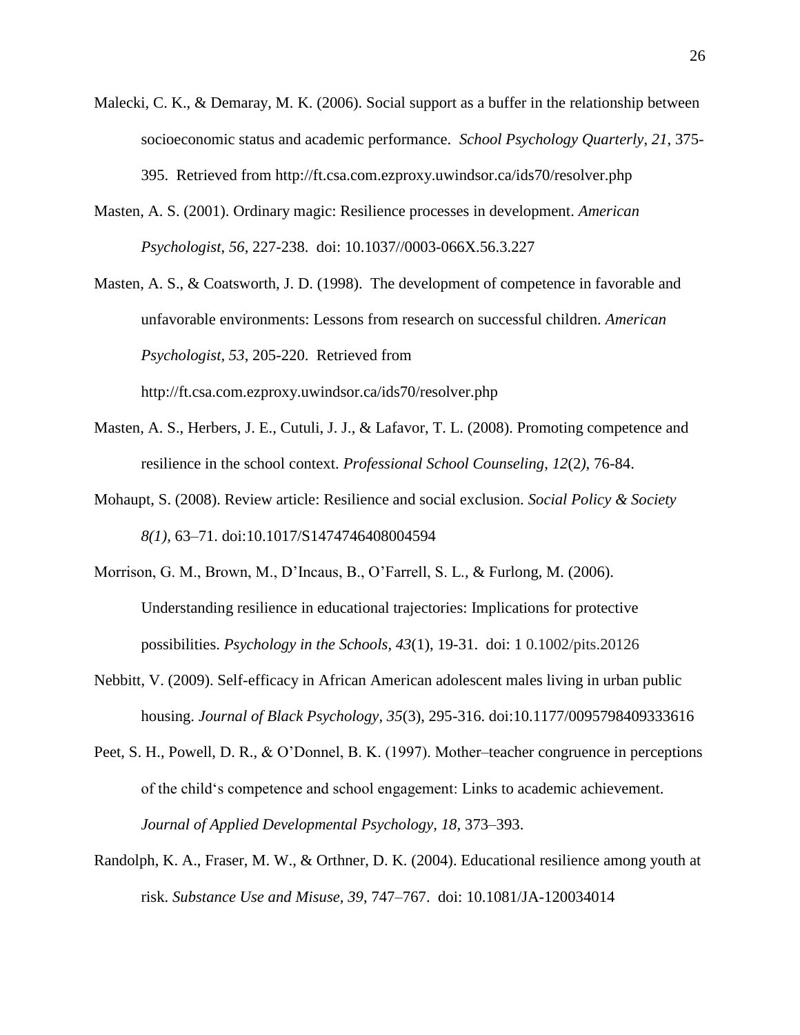Malecki, C. K., & Demaray, M. K. (2006). Social support as a buffer in the relationship between socioeconomic status and academic performance. *School Psychology Quarterly*, *21*, 375-395. Retrieved from http://ft.csa.com.ezproxy.uwindsor.ca/ids70/resolver.php

Masten, A. S. (2001). Ordinary magic: Resilience processes in development. *American Psychologist, 56*, 227-238. doi: 10.1037//0003-066X.56.3.227

Masten, A. S., & Coatsworth, J. D. (1998). The development of competence in favorable and unfavorable environments: Lessons from research on successful children. *American Psychologist, 53*, 205-220. Retrieved from http://ft.csa.com.ezproxy.uwindsor.ca/ids70/resolver.php

Masten, A. S., Herbers, J. E., Cutuli, J. J., & Lafavor, T. L. (2008). Promoting competence and resilience in the school context. *Professional School Counseling*, *12*(2*)*, 76-84.

Mohaupt, S. (2008). Review article: Resilience and social exclusion. *Social Policy & Society 8(1),* 63–71. doi:10.1017/S1474746408004594

Morrison, G. M., Brown, M., D'Incaus, B., O'Farrell, S. L., & Furlong, M. (2006). Understanding resilience in educational trajectories: Implications for protective possibilities. *Psychology in the Schools, 43*(1), 19-31. doi: 1 0.1002/pits.20126

Nebbitt, V. (2009). Self-efficacy in African American adolescent males living in urban public housing. *Journal of Black Psychology*, *35*(3), 295-316. doi:10.1177/0095798409333616

Peet, S. H., Powell, D. R., & O'Donnel, B. K. (1997). Mother–teacher congruence in perceptions of the child's competence and school engagement: Links to academic achievement. *Journal of Applied Developmental Psychology, 18*, 373–393.

Randolph, K. A., Fraser, M. W., & Orthner, D. K. (2004). Educational resilience among youth at risk. *Substance Use and Misuse, 39*, 747–767. doi: 10.1081/JA-120034014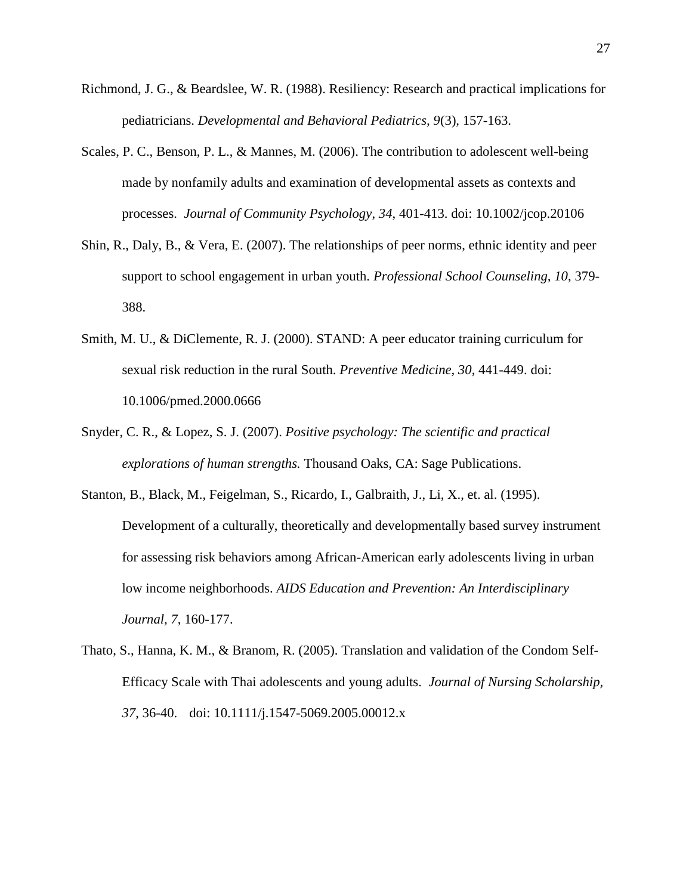Richmond, J. G., & Beardslee, W. R. (1988). Resiliency: Research and practical implications for pediatricians. *Developmental and Behavioral Pediatrics, 9*(3), 157-163.

Scales, P. C., Benson, P. L., & Mannes, M. (2006). The contribution to adolescent well-being made by nonfamily adults and examination of developmental assets as contexts and processes. *Journal of Community Psychology*, *34*, 401-413. doi: 10.1002/jcop.20106

Shin, R., Daly, B., & Vera, E. (2007). The relationships of peer norms, ethnic identity and peer support to school engagement in urban youth. *Professional School Counseling, 10*, 379-388.

Smith, M. U., & DiClemente, R. J. (2000). STAND: A peer educator training curriculum for sexual risk reduction in the rural South. *Preventive Medicine, 30*, 441-449. doi: 10.1006/pmed.2000.0666

Snyder, C. R., & Lopez, S. J. (2007). *Positive psychology: The scientific and practical explorations of human strengths.* Thousand Oaks, CA: Sage Publications.

Stanton, B., Black, M., Feigelman, S., Ricardo, I., Galbraith, J., Li, X., et. al. (1995). Development of a culturally, theoretically and developmentally based survey instrument for assessing risk behaviors among African-American early adolescents living in urban low income neighborhoods. *AIDS Education and Prevention: An Interdisciplinary Journal, 7*, 160-177.

Thato, S., Hanna, K. M., & Branom, R. (2005). Translation and validation of the Condom Self-Efficacy Scale with Thai adolescents and young adults. *Journal of Nursing Scholarship, 37*, 36-40. doi: 10.1111/j.1547-5069.2005.00012.x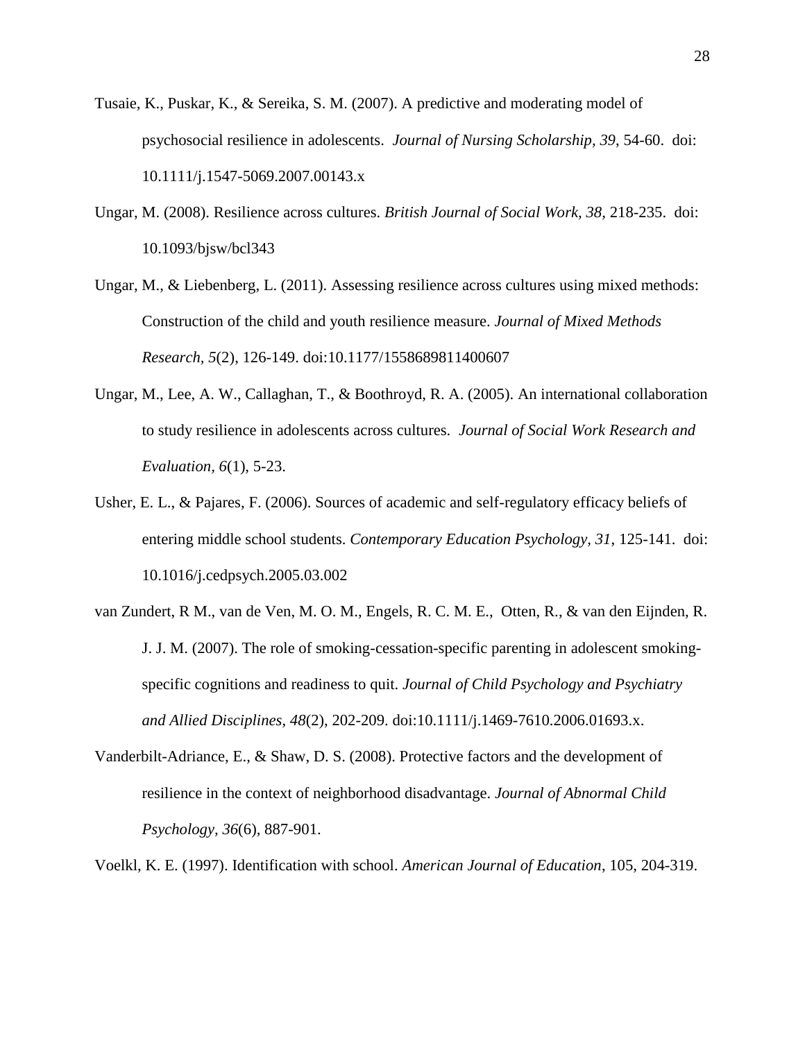Tusaie, K., Puskar, K., & Sereika, S. M. (2007). A predictive and moderating model of psychosocial resilience in adolescents. *Journal of Nursing Scholarship, 39*, 54-60. doi: 10.1111/j.1547-5069.2007.00143.x

Ungar, M. (2008). Resilience across cultures. *British Journal of Social Work, 38,* 218-235. doi: 10.1093/bjsw/bcl343

Ungar, M., & Liebenberg, L. (2011). Assessing resilience across cultures using mixed methods: Construction of the child and youth resilience measure. *Journal of Mixed Methods Research, 5*(2), 126-149. doi:10.1177/1558689811400607

Ungar, M., Lee, A. W., Callaghan, T., & Boothroyd, R. A. (2005). An international collaboration to study resilience in adolescents across cultures. *Journal of Social Work Research and Evaluation, 6*(1), 5-23.

Usher, E. L., & Pajares, F. (2006). Sources of academic and self-regulatory efficacy beliefs of entering middle school students. *Contemporary Education Psychology, 31*, 125-141. doi: 10.1016/j.cedpsych.2005.03.002

van Zundert, R M., van de Ven, M. O. M., Engels, R. C. M. E., Otten, R., & van den Eijnden, R. J. J. M. (2007). The role of smoking-cessation-specific parenting in adolescent smoking-specific cognitions and readiness to quit. *Journal of Child Psychology and Psychiatry and Allied Disciplines*, *48*(2), 202-209. doi:10.1111/j.1469-7610.2006.01693.x.

Vanderbilt-Adriance, E., & Shaw, D. S. (2008). Protective factors and the development of resilience in the context of neighborhood disadvantage. *Journal of Abnormal Child Psychology, 36*(6), 887-901.

Voelkl, K. E. (1997). Identification with school. *American Journal of Education*, 105, 204-319.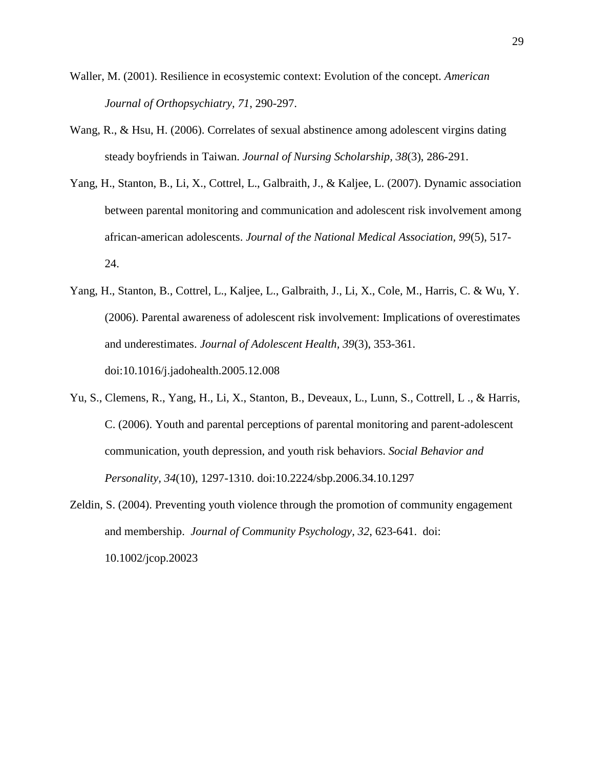Waller, M. (2001). Resilience in ecosystemic context: Evolution of the concept. *American Journal of Orthopsychiatry, 71*, 290-297.

Wang, R., & Hsu, H. (2006). Correlates of sexual abstinence among adolescent virgins dating steady boyfriends in Taiwan. *Journal of Nursing Scholarship, 38*(3), 286-291.

Yang, H., Stanton, B., Li, X., Cottrel, L., Galbraith, J., & Kaljee, L. (2007). Dynamic association between parental monitoring and communication and adolescent risk involvement among african-american adolescents. *Journal of the National Medical Association, 99*(5), 517-24.

Yang, H., Stanton, B., Cottrel, L., Kaljee, L., Galbraith, J., Li, X., Cole, M., Harris, C. & Wu, Y. (2006). Parental awareness of adolescent risk involvement: Implications of overestimates and underestimates. *Journal of Adolescent Health, 39*(3), 353-361. doi:10.1016/j.jadohealth.2005.12.008

Yu, S., Clemens, R., Yang, H., Li, X., Stanton, B., Deveaux, L., Lunn, S., Cottrell, L ., & Harris, C. (2006). Youth and parental perceptions of parental monitoring and parent-adolescent communication, youth depression, and youth risk behaviors. *Social Behavior and Personality, 34*(10), 1297-1310. doi:10.2224/sbp.2006.34.10.1297

Zeldin, S. (2004). Preventing youth violence through the promotion of community engagement and membership. *Journal of Community Psychology, 32*, 623-641. doi: 10.1002/jcop.20023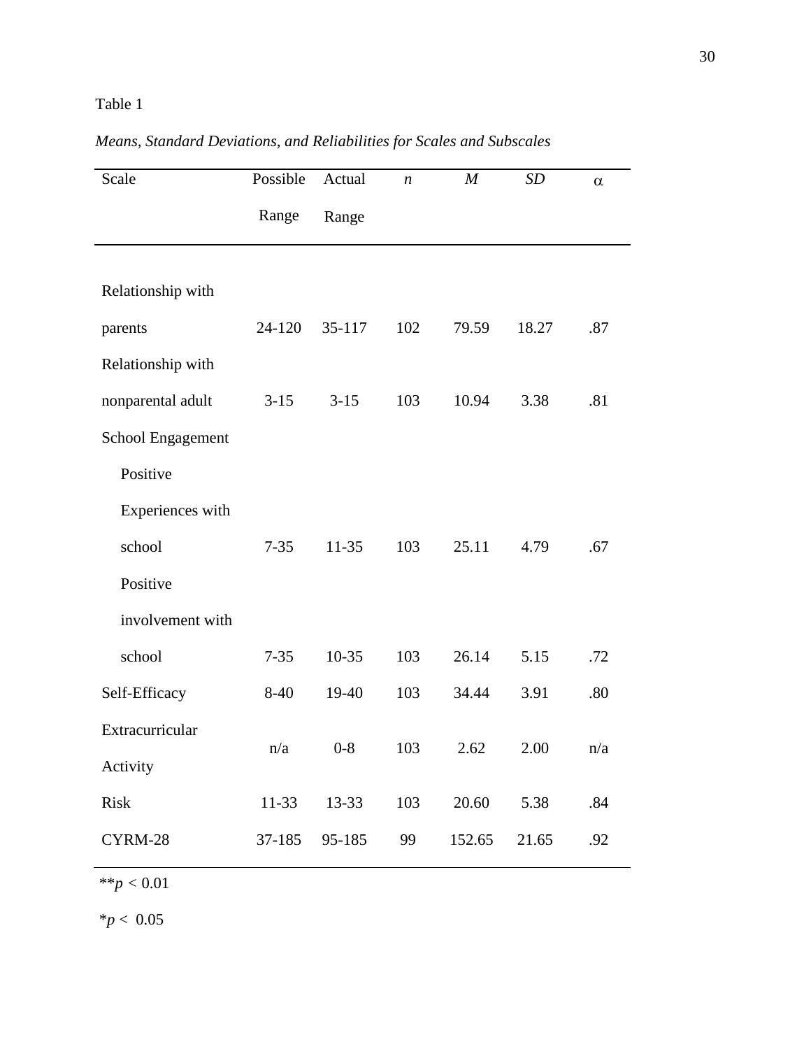Table 1

*Means, Standard Deviations, and Reliabilities for Scales and Subscales*

| Scale | Possible Range | Actual Range | *n* | *M* | *SD* | α |
|---|---|---|---|---|---|---|
| Relationship with parents | 24-120 | 35-117 | 102 | 79.59 | 18.27 | .87 |
| Relationship with nonparental adult | 3-15 | 3-15 | 103 | 10.94 | 3.38 | .81 |
| School Engagement | | | | | | |
| Positive Experiences with school | 7-35 | 11-35 | 103 | 25.11 | 4.79 | .67 |
| Positive involvement with school | 7-35 | 10-35 | 103 | 26.14 | 5.15 | .72 |
| Self-Efficacy | 8-40 | 19-40 | 103 | 34.44 | 3.91 | .80 |
| Extracurricular Activity | n/a | 0-8 | 103 | 2.62 | 2.00 | n/a |
| Risk | 11-33 | 13-33 | 103 | 20.60 | 5.38 | .84 |
| CYRM-28 | 37-185 | 95-185 | 99 | 152.65 | 21.65 | .92 |

**$p < 0.01$

*$p < 0.05$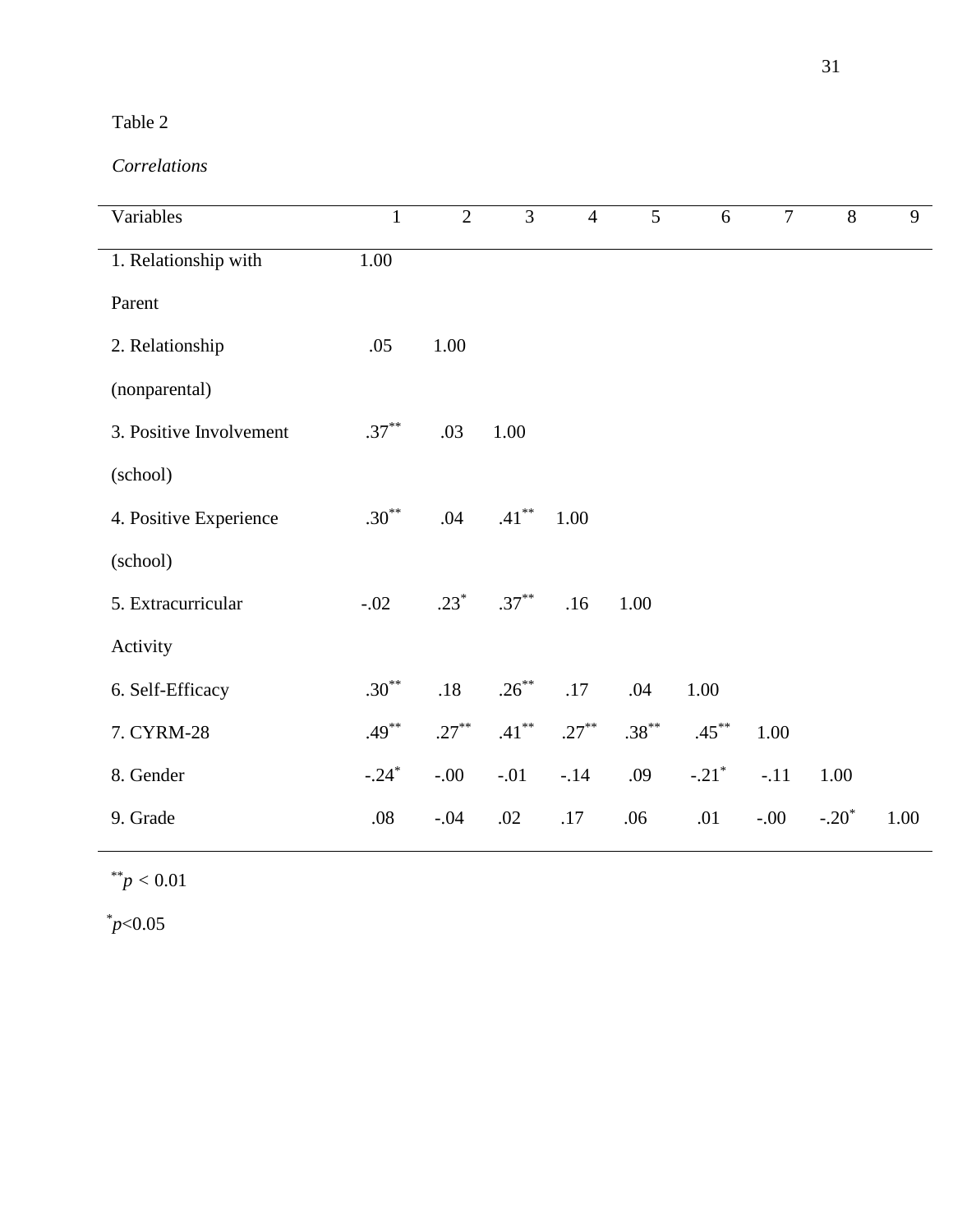Table 2

*Correlations*

| Variables | 1 | 2 | 3 | 4 | 5 | 6 | 7 | 8 | 9 |
|---|---|---|---|---|---|---|---|---|---|
| 1. Relationship with Parent | 1.00 | | | | | | | | |
| 2. Relationship (nonparental) | .05 | 1.00 | | | | | | | |
| 3. Positive Involvement (school) | .37** | .03 | 1.00 | | | | | | |
| 4. Positive Experience (school) | .30** | .04 | .41** | 1.00 | | | | | |
| 5. Extracurricular Activity | -.02 | .23* | .37** | .16 | 1.00 | | | | |
| 6. Self-Efficacy | .30** | .18 | .26** | .17 | .04 | 1.00 | | | |
| 7. CYRM-28 | .49** | .27** | .41** | .27** | .38** | .45** | 1.00 | | |
| 8. Gender | -.24* | -.00 | -.01 | -.14 | .09 | -.21* | -.11 | 1.00 | |
| 9. Grade | .08 | -.04 | .02 | .17 | .06 | .01 | -.00 | -.20* | 1.00 |

** $p < 0.01$

* $p<0.05$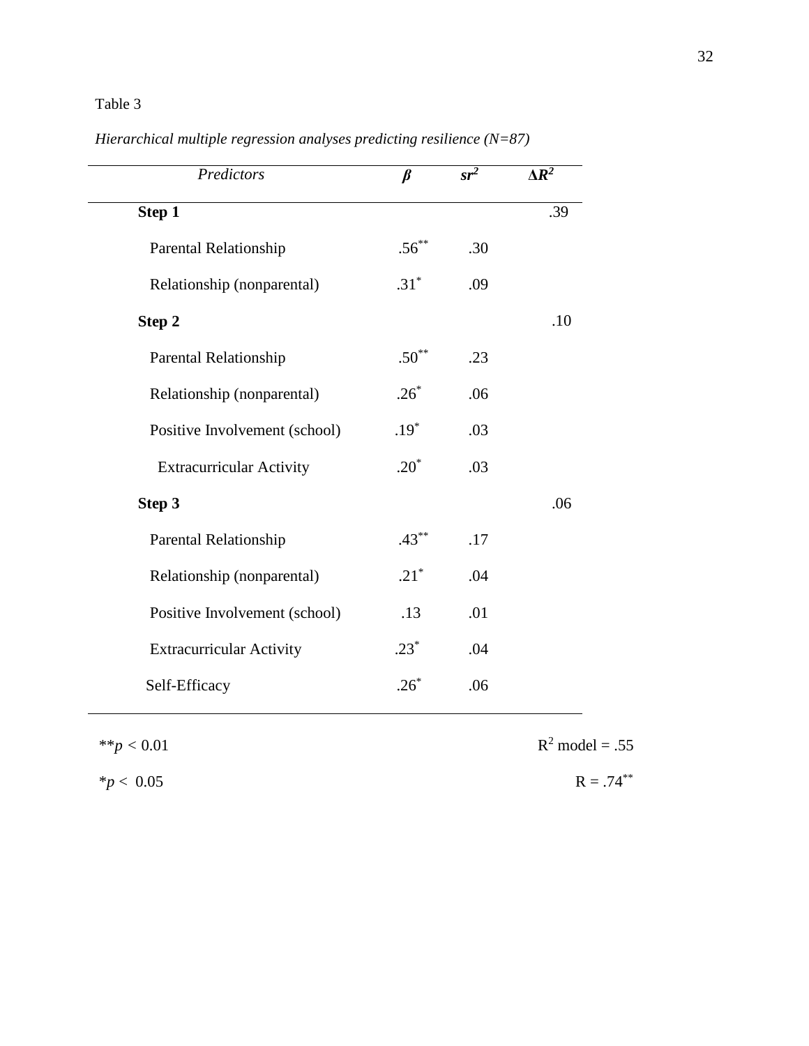Table 3

*Hierarchical multiple regression analyses predicting resilience (N=87)*

| *Predictors* | $\beta$ | $sr^2$ | $\Delta R^2$ |
|---|---|---|---|
| **Step 1** | | | .39 |
| Parental Relationship | .56** | .30 | |
| Relationship (nonparental) | .31* | .09 | |
| **Step 2** | | | .10 |
| Parental Relationship | .50** | .23 | |
| Relationship (nonparental) | .26* | .06 | |
| Positive Involvement (school) | .19* | .03 | |
| Extracurricular Activity | .20* | .03 | |
| **Step 3** | | | .06 |
| Parental Relationship | .43** | .17 | |
| Relationship (nonparental) | .21* | .04 | |
| Positive Involvement (school) | .13 | .01 | |
| Extracurricular Activity | .23* | .04 | |
| Self-Efficacy | .26* | .06 | |

**$p < 0.01$ $R^2$ model = .55

*$p < 0.05$ R = .74**